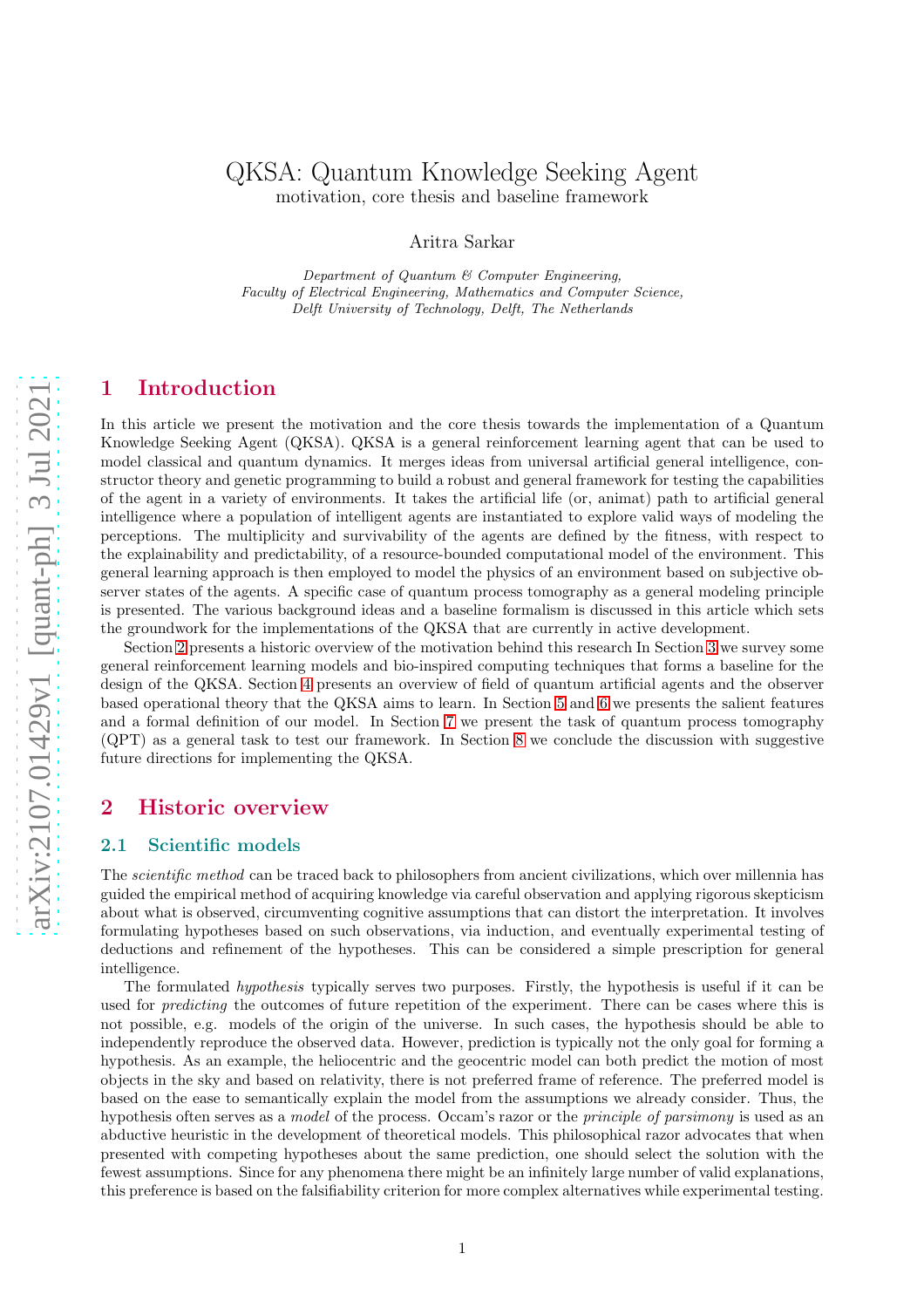# QKSA: Quantum Knowledge Seeking Agent

motivation, core thesis and baseline framework

Aritra Sarkar

*Department of Quantum & Computer Engineering,*
*Faculty of Electrical Engineering, Mathematics and Computer Science,*
*Delft University of Technology, Delft, The Netherlands*

## 1 Introduction

In this article we present the motivation and the core thesis towards the implementation of a Quantum Knowledge Seeking Agent (QKSA). QKSA is a general reinforcement learning agent that can be used to model classical and quantum dynamics. It merges ideas from universal artificial general intelligence, constructor theory and genetic programming to build a robust and general framework for testing the capabilities of the agent in a variety of environments. It takes the artificial life (or, animat) path to artificial general intelligence where a population of intelligent agents are instantiated to explore valid ways of modeling the perceptions. The multiplicity and survivability of the agents are defined by the fitness, with respect to the explainability and predictability, of a resource-bounded computational model of the environment. This general learning approach is then employed to model the physics of an environment based on subjective observer states of the agents. A specific case of quantum process tomography as a general modeling principle is presented. The various background ideas and a baseline formalism is discussed in this article which sets the groundwork for the implementations of the QKSA that are currently in active development.

Section 2 presents a historic overview of the motivation behind this research In Section 3 we survey some general reinforcement learning models and bio-inspired computing techniques that forms a baseline for the design of the QKSA. Section 4 presents an overview of field of quantum artificial agents and the observer based operational theory that the QKSA aims to learn. In Section 5 and 6 we presents the salient features and a formal definition of our model. In Section 7 we present the task of quantum process tomography (QPT) as a general task to test our framework. In Section 8 we conclude the discussion with suggestive future directions for implementing the QKSA.

## 2 Historic overview

### 2.1 Scientific models

The *scientific method* can be traced back to philosophers from ancient civilizations, which over millennia has guided the empirical method of acquiring knowledge via careful observation and applying rigorous skepticism about what is observed, circumventing cognitive assumptions that can distort the interpretation. It involves formulating hypotheses based on such observations, via induction, and eventually experimental testing of deductions and refinement of the hypotheses. This can be considered a simple prescription for general intelligence.

The formulated *hypothesis* typically serves two purposes. Firstly, the hypothesis is useful if it can be used for *predicting* the outcomes of future repetition of the experiment. There can be cases where this is not possible, e.g. models of the origin of the universe. In such cases, the hypothesis should be able to independently reproduce the observed data. However, prediction is typically not the only goal for forming a hypothesis. As an example, the heliocentric and the geocentric model can both predict the motion of most objects in the sky and based on relativity, there is not preferred frame of reference. The preferred model is based on the ease to semantically explain the model from the assumptions we already consider. Thus, the hypothesis often serves as a *model* of the process. Occam's razor or the *principle of parsimony* is used as an abductive heuristic in the development of theoretical models. This philosophical razor advocates that when presented with competing hypotheses about the same prediction, one should select the solution with the fewest assumptions. Since for any phenomena there might be an infinitely large number of valid explanations, this preference is based on the falsifiability criterion for more complex alternatives while experimental testing.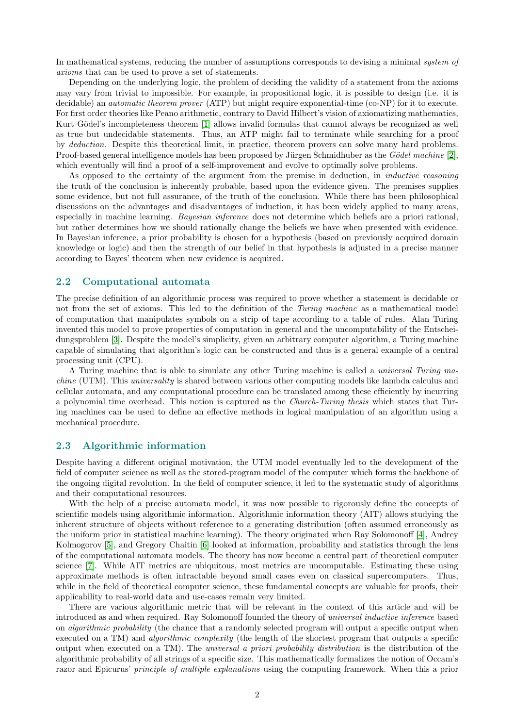In mathematical systems, reducing the number of assumptions corresponds to devising a minimal *system of axioms* that can be used to prove a set of statements.

Depending on the underlying logic, the problem of deciding the validity of a statement from the axioms may vary from trivial to impossible. For example, in propositional logic, it is possible to design (i.e. it is decidable) an *automatic theorem prover* (ATP) but might require exponential-time (co-NP) for it to execute. For first order theories like Peano arithmetic, contrary to David Hilbert's vision of axiomatizing mathematics, Kurt Gödel's incompleteness theorem [1] allows invalid formulas that cannot always be recognized as well as true but undecidable statements. Thus, an ATP might fail to terminate while searching for a proof by *deduction*. Despite this theoretical limit, in practice, theorem provers can solve many hard problems. Proof-based general intelligence models has been proposed by Jürgen Schmidhuber as the *Gödel machine* [2], which eventually will find a proof of a self-improvement and evolve to optimally solve problems.

As opposed to the certainty of the argument from the premise in deduction, in *inductive reasoning* the truth of the conclusion is inherently probable, based upon the evidence given. The premises supplies some evidence, but not full assurance, of the truth of the conclusion. While there has been philosophical discussions on the advantages and disadvantages of induction, it has been widely applied to many areas, especially in machine learning. *Bayesian inference* does not determine which beliefs are a priori rational, but rather determines how we should rationally change the beliefs we have when presented with evidence. In Bayesian inference, a prior probability is chosen for a hypothesis (based on previously acquired domain knowledge or logic) and then the strength of our belief in that hypothesis is adjusted in a precise manner according to Bayes' theorem when new evidence is acquired.

## 2.2 Computational automata

The precise definition of an algorithmic process was required to prove whether a statement is decidable or not from the set of axioms. This led to the definition of the *Turing machine* as a mathematical model of computation that manipulates symbols on a strip of tape according to a table of rules. Alan Turing invented this model to prove properties of computation in general and the uncomputability of the Entscheidungsproblem [3]. Despite the model's simplicity, given an arbitrary computer algorithm, a Turing machine capable of simulating that algorithm's logic can be constructed and thus is a general example of a central processing unit (CPU).

A Turing machine that is able to simulate any other Turing machine is called a *universal Turing machine* (UTM). This *universality* is shared between various other computing models like lambda calculus and cellular automata, and any computational procedure can be translated among these efficiently by incurring a polynomial time overhead. This notion is captured as the *Church-Turing thesis* which states that Turing machines can be used to define an effective methods in logical manipulation of an algorithm using a mechanical procedure.

## 2.3 Algorithmic information

Despite having a different original motivation, the UTM model eventually led to the development of the field of computer science as well as the stored-program model of the computer which forms the backbone of the ongoing digital revolution. In the field of computer science, it led to the systematic study of algorithms and their computational resources.

With the help of a precise automata model, it was now possible to rigorously define the concepts of scientific models using algorithmic information. Algorithmic information theory (AIT) allows studying the inherent structure of objects without reference to a generating distribution (often assumed erroneously as the uniform prior in statistical machine learning). The theory originated when Ray Solomonoff [4], Andrey Kolmogorov [5], and Gregory Chaitin [6] looked at information, probability and statistics through the lens of the computational automata models. The theory has now become a central part of theoretical computer science [7]. While AIT metrics are ubiquitous, most metrics are uncomputable. Estimating these using approximate methods is often intractable beyond small cases even on classical supercomputers. Thus, while in the field of theoretical computer science, these fundamental concepts are valuable for proofs, their applicability to real-world data and use-cases remain very limited.

There are various algorithmic metric that will be relevant in the context of this article and will be introduced as and when required. Ray Solomonoff founded the theory of *universal inductive inference* based on *algorithmic probability* (the chance that a randomly selected program will output a specific output when executed on a TM) and *algorithmic complexity* (the length of the shortest program that outputs a specific output when executed on a TM). The *universal a priori probability distribution* is the distribution of the algorithmic probability of all strings of a specific size. This mathematically formalizes the notion of Occam's razor and Epicurus' *principle of multiple explanations* using the computing framework. When this a prior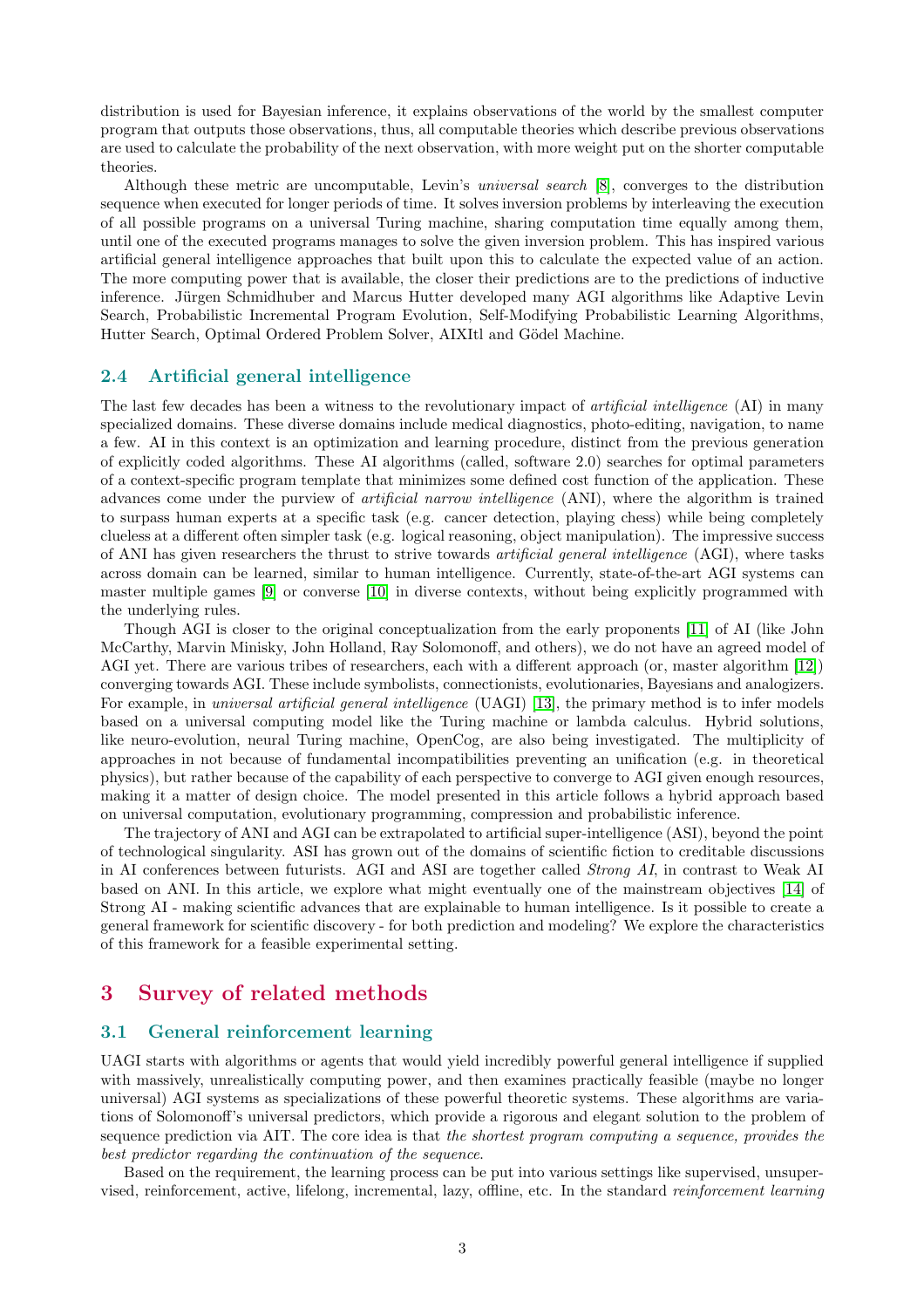distribution is used for Bayesian inference, it explains observations of the world by the smallest computer program that outputs those observations, thus, all computable theories which describe previous observations are used to calculate the probability of the next observation, with more weight put on the shorter computable theories.

Although these metric are uncomputable, Levin's *universal search* [8], converges to the distribution sequence when executed for longer periods of time. It solves inversion problems by interleaving the execution of all possible programs on a universal Turing machine, sharing computation time equally among them, until one of the executed programs manages to solve the given inversion problem. This has inspired various artificial general intelligence approaches that built upon this to calculate the expected value of an action. The more computing power that is available, the closer their predictions are to the predictions of inductive inference. Jürgen Schmidhuber and Marcus Hutter developed many AGI algorithms like Adaptive Levin Search, Probabilistic Incremental Program Evolution, Self-Modifying Probabilistic Learning Algorithms, Hutter Search, Optimal Ordered Problem Solver, AIXItl and Gödel Machine.

### 2.4 Artificial general intelligence

The last few decades has been a witness to the revolutionary impact of *artificial intelligence* (AI) in many specialized domains. These diverse domains include medical diagnostics, photo-editing, navigation, to name a few. AI in this context is an optimization and learning procedure, distinct from the previous generation of explicitly coded algorithms. These AI algorithms (called, software 2.0) searches for optimal parameters of a context-specific program template that minimizes some defined cost function of the application. These advances come under the purview of *artificial narrow intelligence* (ANI), where the algorithm is trained to surpass human experts at a specific task (e.g. cancer detection, playing chess) while being completely clueless at a different often simpler task (e.g. logical reasoning, object manipulation). The impressive success of ANI has given researchers the thrust to strive towards *artificial general intelligence* (AGI), where tasks across domain can be learned, similar to human intelligence. Currently, state-of-the-art AGI systems can master multiple games [9] or converse [10] in diverse contexts, without being explicitly programmed with the underlying rules.

Though AGI is closer to the original conceptualization from the early proponents [11] of AI (like John McCarthy, Marvin Minisky, John Holland, Ray Solomonoff, and others), we do not have an agreed model of AGI yet. There are various tribes of researchers, each with a different approach (or, master algorithm [12]) converging towards AGI. These include symbolists, connectionists, evolutionaries, Bayesians and analogizers. For example, in *universal artificial general intelligence* (UAGI) [13], the primary method is to infer models based on a universal computing model like the Turing machine or lambda calculus. Hybrid solutions, like neuro-evolution, neural Turing machine, OpenCog, are also being investigated. The multiplicity of approaches in not because of fundamental incompatibilities preventing an unification (e.g. in theoretical physics), but rather because of the capability of each perspective to converge to AGI given enough resources, making it a matter of design choice. The model presented in this article follows a hybrid approach based on universal computation, evolutionary programming, compression and probabilistic inference.

The trajectory of ANI and AGI can be extrapolated to artificial super-intelligence (ASI), beyond the point of technological singularity. ASI has grown out of the domains of scientific fiction to creditable discussions in AI conferences between futurists. AGI and ASI are together called *Strong AI*, in contrast to Weak AI based on ANI. In this article, we explore what might eventually one of the mainstream objectives [14] of Strong AI - making scientific advances that are explainable to human intelligence. Is it possible to create a general framework for scientific discovery - for both prediction and modeling? We explore the characteristics of this framework for a feasible experimental setting.

## 3 Survey of related methods

### 3.1 General reinforcement learning

UAGI starts with algorithms or agents that would yield incredibly powerful general intelligence if supplied with massively, unrealistically computing power, and then examines practically feasible (maybe no longer universal) AGI systems as specializations of these powerful theoretic systems. These algorithms are variations of Solomonoff's universal predictors, which provide a rigorous and elegant solution to the problem of sequence prediction via AIT. The core idea is that *the shortest program computing a sequence, provides the best predictor regarding the continuation of the sequence.*

Based on the requirement, the learning process can be put into various settings like supervised, unsupervised, reinforcement, active, lifelong, incremental, lazy, offline, etc. In the standard *reinforcement learning*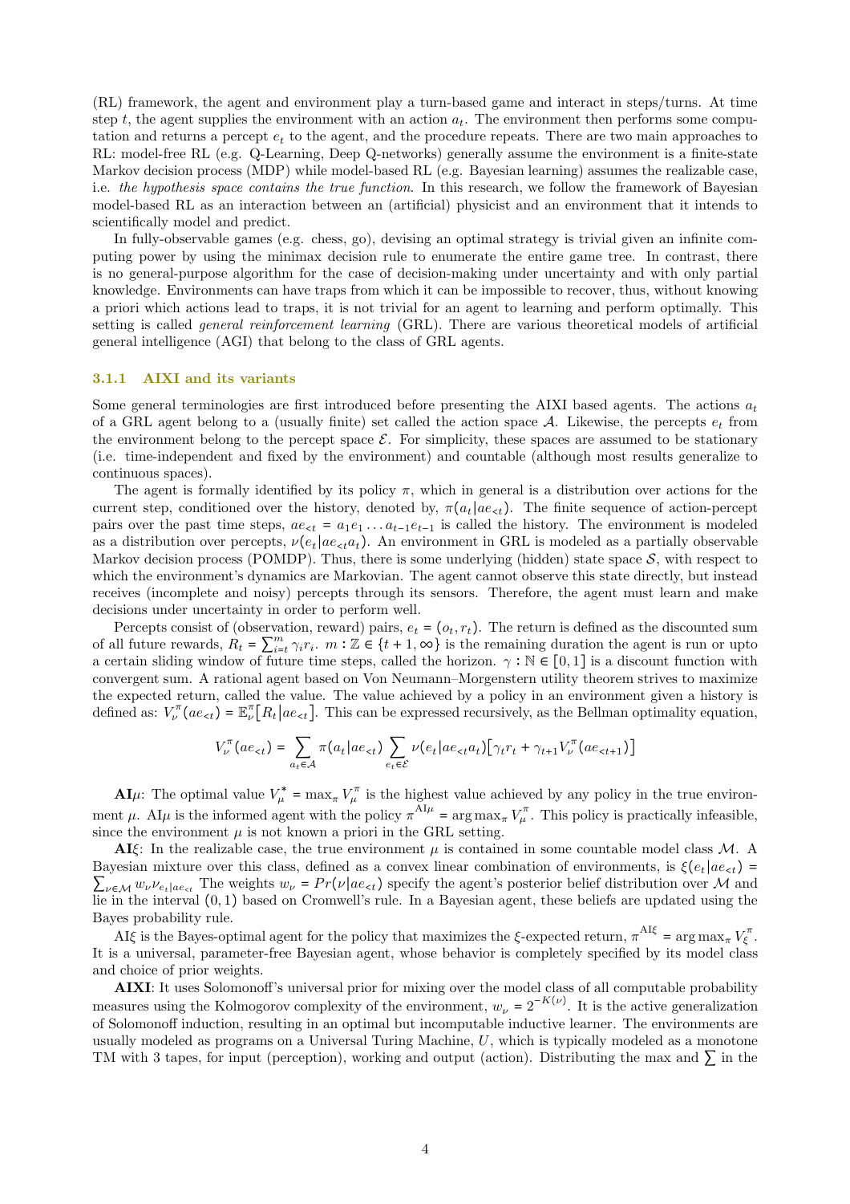(RL) framework, the agent and environment play a turn-based game and interact in steps/turns. At time step $t$, the agent supplies the environment with an action $a_t$. The environment then performs some computation and returns a percept $e_t$ to the agent, and the procedure repeats. There are two main approaches to RL: model-free RL (e.g. Q-Learning, Deep Q-networks) generally assume the environment is a finite-state Markov decision process (MDP) while model-based RL (e.g. Bayesian learning) assumes the realizable case, i.e. *the hypothesis space contains the true function*. In this research, we follow the framework of Bayesian model-based RL as an interaction between an (artificial) physicist and an environment that it intends to scientifically model and predict.

In fully-observable games (e.g. chess, go), devising an optimal strategy is trivial given an infinite computing power by using the minimax decision rule to enumerate the entire game tree. In contrast, there is no general-purpose algorithm for the case of decision-making under uncertainty and with only partial knowledge. Environments can have traps from which it can be impossible to recover, thus, without knowing a priori which actions lead to traps, it is not trivial for an agent to learning and perform optimally. This setting is called *general reinforcement learning* (GRL). There are various theoretical models of artificial general intelligence (AGI) that belong to the class of GRL agents.

### 3.1.1 AIXI and its variants

Some general terminologies are first introduced before presenting the AIXI based agents. The actions $a_t$ of a GRL agent belong to a (usually finite) set called the action space $\mathcal{A}$. Likewise, the percepts $e_t$ from the environment belong to the percept space $\mathcal{E}$. For simplicity, these spaces are assumed to be stationary (i.e. time-independent and fixed by the environment) and countable (although most results generalize to continuous spaces).

The agent is formally identified by its policy $\pi$, which in general is a distribution over actions for the current step, conditioned over the history, denoted by, $\pi(a_t|ae_{<t})$. The finite sequence of action-percept pairs over the past time steps, $ae_{<t} = a_1e_1 \dots a_{t-1}e_{t-1}$ is called the history. The environment is modeled as a distribution over percepts, $\nu(e_t|ae_{<t}a_t)$. An environment in GRL is modeled as a partially observable Markov decision process (POMDP). Thus, there is some underlying (hidden) state space $\mathcal{S}$, with respect to which the environment's dynamics are Markovian. The agent cannot observe this state directly, but instead receives (incomplete and noisy) percepts through its sensors. Therefore, the agent must learn and make decisions under uncertainty in order to perform well.

Percepts consist of (observation, reward) pairs, $e_t = (o_t, r_t)$. The return is defined as the discounted sum of all future rewards, $R_t = \sum_{i=t}^{m} \gamma_i r_i$. $m : \mathbb{Z} \in \{t+1, \infty\}$ is the remaining duration the agent is run or upto a certain sliding window of future time steps, called the horizon. $\gamma : \mathbb{N} \in [0, 1]$ is a discount function with convergent sum. A rational agent based on Von Neumann–Morgenstern utility theorem strives to maximize the expected return, called the value. The value achieved by a policy in an environment given a history is defined as: $V_\nu^\pi(ae_{<t}) = \mathbb{E}_\nu^\pi[R_t|ae_{<t}]$. This can be expressed recursively, as the Bellman optimality equation,

$$V_\nu^\pi(ae_{<t}) = \sum_{a_t \in \mathcal{A}} \pi(a_t|ae_{<t}) \sum_{e_t \in \mathcal{E}} \nu(e_t|ae_{<t}a_t)\big[\gamma_t r_t + \gamma_{t+1} V_\nu^\pi(ae_{<t+1})\big]$$

**AI$\mu$**: The optimal value $V_\mu^* = \max_\pi V_\mu^\pi$ is the highest value achieved by any policy in the true environment $\mu$. AI$\mu$ is the informed agent with the policy $\pi^{\text{AI}\mu} = \arg\max_\pi V_\mu^\pi$. This policy is practically infeasible, since the environment $\mu$ is not known a priori in the GRL setting.

**AI$\xi$**: In the realizable case, the true environment $\mu$ is contained in some countable model class $\mathcal{M}$. A Bayesian mixture over this class, defined as a convex linear combination of environments, is $\xi(e_t|ae_{<t}) = \sum_{\nu \in \mathcal{M}} w_\nu \nu_{e_t|ae_{<t}}$ The weights $w_\nu = Pr(\nu|ae_{<t})$ specify the agent's posterior belief distribution over $\mathcal{M}$ and lie in the interval $(0, 1)$ based on Cromwell's rule. In a Bayesian agent, these beliefs are updated using the Bayes probability rule.

AI$\xi$ is the Bayes-optimal agent for the policy that maximizes the $\xi$-expected return, $\pi^{\text{AI}\xi} = \arg\max_\pi V_\xi^\pi$. It is a universal, parameter-free Bayesian agent, whose behavior is completely specified by its model class and choice of prior weights.

**AIXI**: It uses Solomonoff's universal prior for mixing over the model class of all computable probability measures using the Kolmogorov complexity of the environment, $w_\nu = 2^{-K(\nu)}$. It is the active generalization of Solomonoff induction, resulting in an optimal but incomputable inductive learner. The environments are usually modeled as programs on a Universal Turing Machine, $U$, which is typically modeled as a monotone TM with 3 tapes, for input (perception), working and output (action). Distributing the max and $\sum$ in the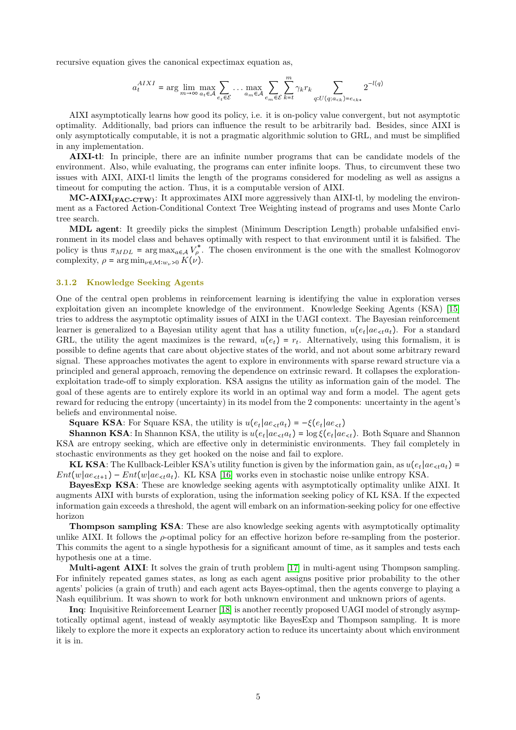recursive equation gives the canonical expectimax equation as,

$$a_t^{AIXI} = \arg \lim_{m\to\infty} \max_{a_t \in \mathcal{A}} \sum_{e_t \in \mathcal{E}} \dots \max_{a_m \in \mathcal{A}} \sum_{e_m \in \mathcal{E}} \sum_{k=t}^{m} \gamma_k r_k \sum_{q:U(q;a_{<k})=e_{<k*}} 2^{-l(q)}$$

AIXI asymptotically learns how good its policy, i.e. it is on-policy value convergent, but not asymptotic optimality. Additionally, bad priors can influence the result to be arbitrarily bad. Besides, since AIXI is only asymptotically computable, it is not a pragmatic algorithmic solution to GRL, and must be simplified in any implementation.

**AIXI-tl**: In principle, there are an infinite number programs that can be candidate models of the environment. Also, while evaluating, the programs can enter infinite loops. Thus, to circumvent these two issues with AIXI, AIXI-tl limits the length of the programs considered for modeling as well as assigns a timeout for computing the action. Thus, it is a computable version of AIXI.

**MC-AIXI$_{\mathbf{(FAC\text{-}CTW)}}$**: It approximates AIXI more aggressively than AIXI-tl, by modeling the environment as a Factored Action-Conditional Context Tree Weighting instead of programs and uses Monte Carlo tree search.

**MDL agent**: It greedily picks the simplest (Minimum Description Length) probable unfalsified environment in its model class and behaves optimally with respect to that environment until it is falsified. The policy is thus $\pi_{MDL} = \arg\max_{a \in \mathcal{A}} V_\rho^*$. The chosen environment is the one with the smallest Kolmogorov complexity, $\rho = \arg\min_{\nu \in \mathcal{M}: w_\nu > 0} K(\nu)$.

### 3.1.2 Knowledge Seeking Agents

One of the central open problems in reinforcement learning is identifying the value in exploration verses exploitation given an incomplete knowledge of the environment. Knowledge Seeking Agents (KSA) [15] tries to address the asymptotic optimality issues of AIXI in the UAGI context. The Bayesian reinforcement learner is generalized to a Bayesian utility agent that has a utility function, $u(e_t|ae_{<t}a_t)$. For a standard GRL, the utility the agent maximizes is the reward, $u(e_t) = r_t$. Alternatively, using this formalism, it is possible to define agents that care about objective states of the world, and not about some arbitrary reward signal. These approaches motivates the agent to explore in environments with sparse reward structure via a principled and general approach, removing the dependence on extrinsic reward. It collapses the exploration-exploitation trade-off to simply exploration. KSA assigns the utility as information gain of the model. The goal of these agents are to entirely explore its world in an optimal way and form a model. The agent gets reward for reducing the entropy (uncertainty) in its model from the 2 components: uncertainty in the agent's beliefs and environmental noise.

**Square KSA**: For Square KSA, the utility is $u(e_t|ae_{<t}a_t) = -\xi(e_t|ae_{<t})$

**Shannon KSA**: In Shannon KSA, the utility is $u(e_t|ae_{<t}a_t) = \log \xi(e_t|ae_{<t})$. Both Square and Shannon KSA are entropy seeking, which are effective only in deterministic environments. They fail completely in stochastic environments as they get hooked on the noise and fail to explore.

**KL KSA**: The Kullback-Leibler KSA's utility function is given by the information gain, as $u(e_t|ae_{<t}a_t) = Ent(w|ae_{<t+1}) - Ent(w|ae_{<t}a_t)$. KL KSA [16] works even in stochastic noise unlike entropy KSA.

**BayesExp KSA**: These are knowledge seeking agents with asymptotically optimality unlike AIXI. It augments AIXI with bursts of exploration, using the information seeking policy of KL KSA. If the expected information gain exceeds a threshold, the agent will embark on an information-seeking policy for one effective horizon

**Thompson sampling KSA**: These are also knowledge seeking agents with asymptotically optimality unlike AIXI. It follows the $\rho$-optimal policy for an effective horizon before re-sampling from the posterior. This commits the agent to a single hypothesis for a significant amount of time, as it samples and tests each hypothesis one at a time.

**Multi-agent AIXI**: It solves the grain of truth problem [17] in multi-agent using Thompson sampling. For infinitely repeated games states, as long as each agent assigns positive prior probability to the other agents' policies (a grain of truth) and each agent acts Bayes-optimal, then the agents converge to playing a Nash equilibrium. It was shown to work for both unknown environment and unknown priors of agents.

**Inq**: Inquisitive Reinforcement Learner [18] is another recently proposed UAGI model of strongly asymptotically optimal agent, instead of weakly asymptotic like BayesExp and Thompson sampling. It is more likely to explore the more it expects an exploratory action to reduce its uncertainty about which environment it is in.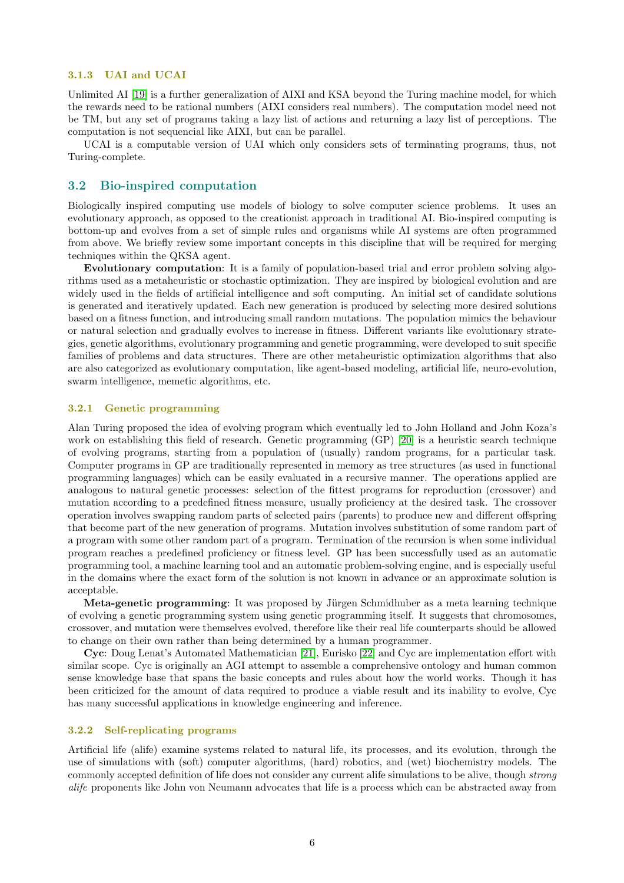#### 3.1.3 UAI and UCAI

Unlimited AI [19] is a further generalization of AIXI and KSA beyond the Turing machine model, for which the rewards need to be rational numbers (AIXI considers real numbers). The computation model need not be TM, but any set of programs taking a lazy list of actions and returning a lazy list of perceptions. The computation is not sequencial like AIXI, but can be parallel.

UCAI is a computable version of UAI which only considers sets of terminating programs, thus, not Turing-complete.

### 3.2 Bio-inspired computation

Biologically inspired computing use models of biology to solve computer science problems. It uses an evolutionary approach, as opposed to the creationist approach in traditional AI. Bio-inspired computing is bottom-up and evolves from a set of simple rules and organisms while AI systems are often programmed from above. We briefly review some important concepts in this discipline that will be required for merging techniques within the QKSA agent.

**Evolutionary computation**: It is a family of population-based trial and error problem solving algorithms used as a metaheuristic or stochastic optimization. They are inspired by biological evolution and are widely used in the fields of artificial intelligence and soft computing. An initial set of candidate solutions is generated and iteratively updated. Each new generation is produced by selecting more desired solutions based on a fitness function, and introducing small random mutations. The population mimics the behaviour or natural selection and gradually evolves to increase in fitness. Different variants like evolutionary strategies, genetic algorithms, evolutionary programming and genetic programming, were developed to suit specific families of problems and data structures. There are other metaheuristic optimization algorithms that also are also categorized as evolutionary computation, like agent-based modeling, artificial life, neuro-evolution, swarm intelligence, memetic algorithms, etc.

#### 3.2.1 Genetic programming

Alan Turing proposed the idea of evolving program which eventually led to John Holland and John Koza's work on establishing this field of research. Genetic programming (GP) [20] is a heuristic search technique of evolving programs, starting from a population of (usually) random programs, for a particular task. Computer programs in GP are traditionally represented in memory as tree structures (as used in functional programming languages) which can be easily evaluated in a recursive manner. The operations applied are analogous to natural genetic processes: selection of the fittest programs for reproduction (crossover) and mutation according to a predefined fitness measure, usually proficiency at the desired task. The crossover operation involves swapping random parts of selected pairs (parents) to produce new and different offspring that become part of the new generation of programs. Mutation involves substitution of some random part of a program with some other random part of a program. Termination of the recursion is when some individual program reaches a predefined proficiency or fitness level. GP has been successfully used as an automatic programming tool, a machine learning tool and an automatic problem-solving engine, and is especially useful in the domains where the exact form of the solution is not known in advance or an approximate solution is acceptable.

**Meta-genetic programming**: It was proposed by Jürgen Schmidhuber as a meta learning technique of evolving a genetic programming system using genetic programming itself. It suggests that chromosomes, crossover, and mutation were themselves evolved, therefore like their real life counterparts should be allowed to change on their own rather than being determined by a human programmer.

**Cyc**: Doug Lenat's Automated Mathematician [21], Eurisko [22] and Cyc are implementation effort with similar scope. Cyc is originally an AGI attempt to assemble a comprehensive ontology and human common sense knowledge base that spans the basic concepts and rules about how the world works. Though it has been criticized for the amount of data required to produce a viable result and its inability to evolve, Cyc has many successful applications in knowledge engineering and inference.

#### 3.2.2 Self-replicating programs

Artificial life (alife) examine systems related to natural life, its processes, and its evolution, through the use of simulations with (soft) computer algorithms, (hard) robotics, and (wet) biochemistry models. The commonly accepted definition of life does not consider any current alife simulations to be alive, though *strong alife* proponents like John von Neumann advocates that life is a process which can be abstracted away from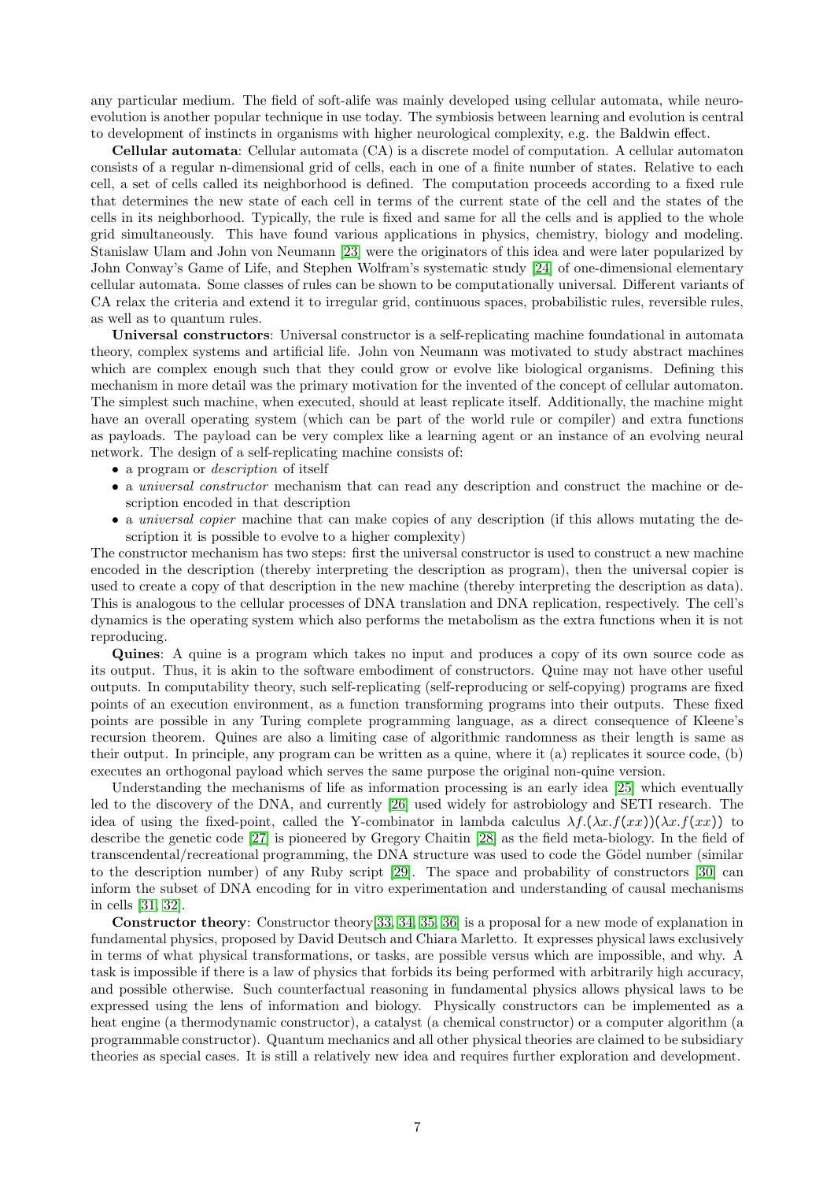any particular medium. The field of soft-alife was mainly developed using cellular automata, while neuro-evolution is another popular technique in use today. The symbiosis between learning and evolution is central to development of instincts in organisms with higher neurological complexity, e.g. the Baldwin effect.

**Cellular automata**: Cellular automata (CA) is a discrete model of computation. A cellular automaton consists of a regular n-dimensional grid of cells, each in one of a finite number of states. Relative to each cell, a set of cells called its neighborhood is defined. The computation proceeds according to a fixed rule that determines the new state of each cell in terms of the current state of the cell and the states of the cells in its neighborhood. Typically, the rule is fixed and same for all the cells and is applied to the whole grid simultaneously. This have found various applications in physics, chemistry, biology and modeling. Stanislaw Ulam and John von Neumann [23] were the originators of this idea and were later popularized by John Conway's Game of Life, and Stephen Wolfram's systematic study [24] of one-dimensional elementary cellular automata. Some classes of rules can be shown to be computationally universal. Different variants of CA relax the criteria and extend it to irregular grid, continuous spaces, probabilistic rules, reversible rules, as well as to quantum rules.

**Universal constructors**: Universal constructor is a self-replicating machine foundational in automata theory, complex systems and artificial life. John von Neumann was motivated to study abstract machines which are complex enough such that they could grow or evolve like biological organisms. Defining this mechanism in more detail was the primary motivation for the invented of the concept of cellular automaton. The simplest such machine, when executed, should at least replicate itself. Additionally, the machine might have an overall operating system (which can be part of the world rule or compiler) and extra functions as payloads. The payload can be very complex like a learning agent or an instance of an evolving neural network. The design of a self-replicating machine consists of:

- a program or *description* of itself
- a *universal constructor* mechanism that can read any description and construct the machine or description encoded in that description
- a *universal copier* machine that can make copies of any description (if this allows mutating the description it is possible to evolve to a higher complexity)

The constructor mechanism has two steps: first the universal constructor is used to construct a new machine encoded in the description (thereby interpreting the description as program), then the universal copier is used to create a copy of that description in the new machine (thereby interpreting the description as data). This is analogous to the cellular processes of DNA translation and DNA replication, respectively. The cell's dynamics is the operating system which also performs the metabolism as the extra functions when it is not reproducing.

**Quines**: A quine is a program which takes no input and produces a copy of its own source code as its output. Thus, it is akin to the software embodiment of constructors. Quine may not have other useful outputs. In computability theory, such self-replicating (self-reproducing or self-copying) programs are fixed points of an execution environment, as a function transforming programs into their outputs. These fixed points are possible in any Turing complete programming language, as a direct consequence of Kleene's recursion theorem. Quines are also a limiting case of algorithmic randomness as their length is same as their output. In principle, any program can be written as a quine, where it (a) replicates it source code, (b) executes an orthogonal payload which serves the same purpose the original non-quine version.

Understanding the mechanisms of life as information processing is an early idea [25] which eventually led to the discovery of the DNA, and currently [26] used widely for astrobiology and SETI research. The idea of using the fixed-point, called the Y-combinator in lambda calculus $\lambda f.(\lambda x.f(xx))(\lambda x.f(xx))$ to describe the genetic code [27] is pioneered by Gregory Chaitin [28] as the field meta-biology. In the field of transcendental/recreational programming, the DNA structure was used to code the Gödel number (similar to the description number) of any Ruby script [29]. The space and probability of constructors [30] can inform the subset of DNA encoding for in vitro experimentation and understanding of causal mechanisms in cells [31, 32].

**Constructor theory**: Constructor theory[33, 34, 35, 36] is a proposal for a new mode of explanation in fundamental physics, proposed by David Deutsch and Chiara Marletto. It expresses physical laws exclusively in terms of what physical transformations, or tasks, are possible versus which are impossible, and why. A task is impossible if there is a law of physics that forbids its being performed with arbitrarily high accuracy, and possible otherwise. Such counterfactual reasoning in fundamental physics allows physical laws to be expressed using the lens of information and biology. Physically constructors can be implemented as a heat engine (a thermodynamic constructor), a catalyst (a chemical constructor) or a computer algorithm (a programmable constructor). Quantum mechanics and all other physical theories are claimed to be subsidiary theories as special cases. It is still a relatively new idea and requires further exploration and development.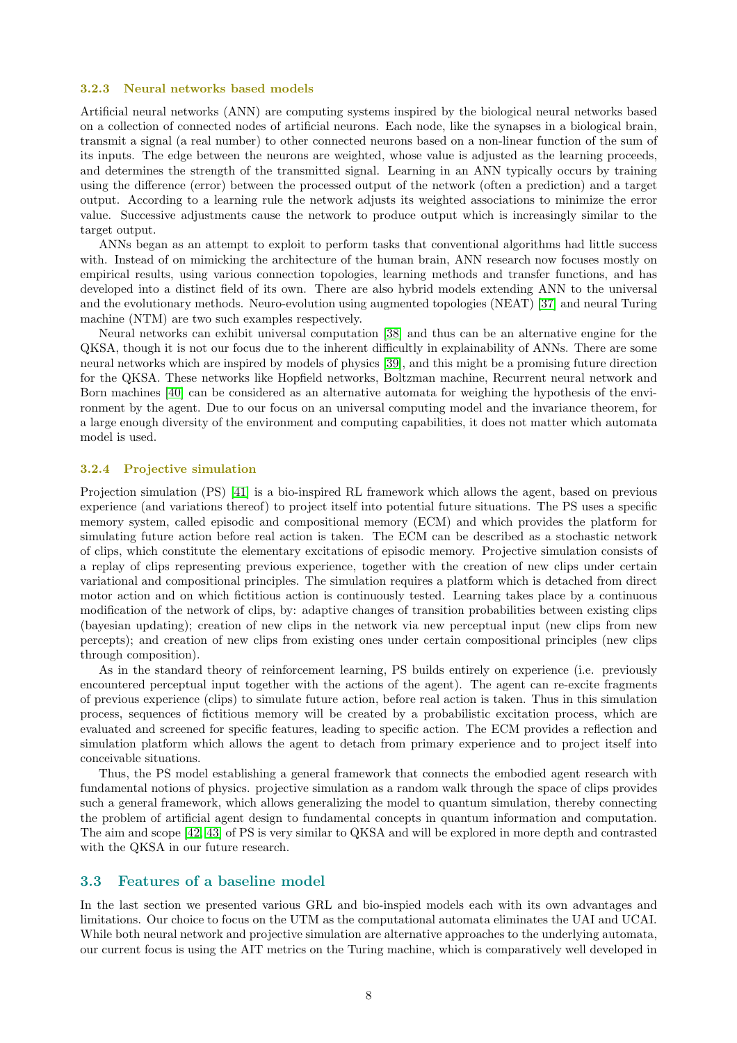#### 3.2.3 Neural networks based models

Artificial neural networks (ANN) are computing systems inspired by the biological neural networks based on a collection of connected nodes of artificial neurons. Each node, like the synapses in a biological brain, transmit a signal (a real number) to other connected neurons based on a non-linear function of the sum of its inputs. The edge between the neurons are weighted, whose value is adjusted as the learning proceeds, and determines the strength of the transmitted signal. Learning in an ANN typically occurs by training using the difference (error) between the processed output of the network (often a prediction) and a target output. According to a learning rule the network adjusts its weighted associations to minimize the error value. Successive adjustments cause the network to produce output which is increasingly similar to the target output.

ANNs began as an attempt to exploit to perform tasks that conventional algorithms had little success with. Instead of on mimicking the architecture of the human brain, ANN research now focuses mostly on empirical results, using various connection topologies, learning methods and transfer functions, and has developed into a distinct field of its own. There are also hybrid models extending ANN to the universal and the evolutionary methods. Neuro-evolution using augmented topologies (NEAT) [37] and neural Turing machine (NTM) are two such examples respectively.

Neural networks can exhibit universal computation [38] and thus can be an alternative engine for the QKSA, though it is not our focus due to the inherent difficultly in explainability of ANNs. There are some neural networks which are inspired by models of physics [39], and this might be a promising future direction for the QKSA. These networks like Hopfield networks, Boltzman machine, Recurrent neural network and Born machines [40] can be considered as an alternative automata for weighing the hypothesis of the environment by the agent. Due to our focus on an universal computing model and the invariance theorem, for a large enough diversity of the environment and computing capabilities, it does not matter which automata model is used.

#### 3.2.4 Projective simulation

Projection simulation (PS) [41] is a bio-inspired RL framework which allows the agent, based on previous experience (and variations thereof) to project itself into potential future situations. The PS uses a specific memory system, called episodic and compositional memory (ECM) and which provides the platform for simulating future action before real action is taken. The ECM can be described as a stochastic network of clips, which constitute the elementary excitations of episodic memory. Projective simulation consists of a replay of clips representing previous experience, together with the creation of new clips under certain variational and compositional principles. The simulation requires a platform which is detached from direct motor action and on which fictitious action is continuously tested. Learning takes place by a continuous modification of the network of clips, by: adaptive changes of transition probabilities between existing clips (bayesian updating); creation of new clips in the network via new perceptual input (new clips from new percepts); and creation of new clips from existing ones under certain compositional principles (new clips through composition).

As in the standard theory of reinforcement learning, PS builds entirely on experience (i.e. previously encountered perceptual input together with the actions of the agent). The agent can re-excite fragments of previous experience (clips) to simulate future action, before real action is taken. Thus in this simulation process, sequences of fictitious memory will be created by a probabilistic excitation process, which are evaluated and screened for specific features, leading to specific action. The ECM provides a reflection and simulation platform which allows the agent to detach from primary experience and to project itself into conceivable situations.

Thus, the PS model establishing a general framework that connects the embodied agent research with fundamental notions of physics. projective simulation as a random walk through the space of clips provides such a general framework, which allows generalizing the model to quantum simulation, thereby connecting the problem of artificial agent design to fundamental concepts in quantum information and computation. The aim and scope [42, 43] of PS is very similar to QKSA and will be explored in more depth and contrasted with the QKSA in our future research.

### 3.3 Features of a baseline model

In the last section we presented various GRL and bio-inspied models each with its own advantages and limitations. Our choice to focus on the UTM as the computational automata eliminates the UAI and UCAI. While both neural network and projective simulation are alternative approaches to the underlying automata, our current focus is using the AIT metrics on the Turing machine, which is comparatively well developed in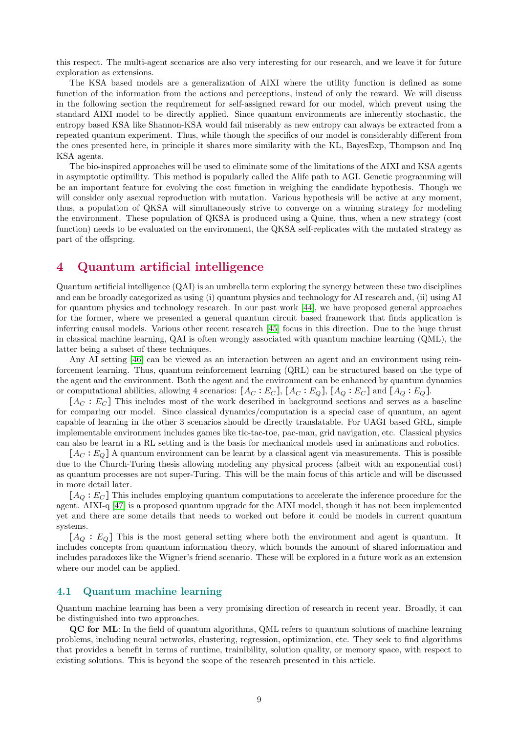this respect. The multi-agent scenarios are also very interesting for our research, and we leave it for future exploration as extensions.

The KSA based models are a generalization of AIXI where the utility function is defined as some function of the information from the actions and perceptions, instead of only the reward. We will discuss in the following section the requirement for self-assigned reward for our model, which prevent using the standard AIXI model to be directly applied. Since quantum environments are inherently stochastic, the entropy based KSA like Shannon-KSA would fail miserably as new entropy can always be extracted from a repeated quantum experiment. Thus, while though the specifics of our model is considerably different from the ones presented here, in principle it shares more similarity with the KL, BayesExp, Thompson and Inq KSA agents.

The bio-inspired approaches will be used to eliminate some of the limitations of the AIXI and KSA agents in asymptotic optimility. This method is popularly called the Alife path to AGI. Genetic programming will be an important feature for evolving the cost function in weighing the candidate hypothesis. Though we will consider only asexual reproduction with mutation. Various hypothesis will be active at any moment, thus, a population of QKSA will simultaneously strive to converge on a winning strategy for modeling the environment. These population of QKSA is produced using a Quine, thus, when a new strategy (cost function) needs to be evaluated on the environment, the QKSA self-replicates with the mutated strategy as part of the offspring.

# 4 Quantum artificial intelligence

Quantum artificial intelligence (QAI) is an umbrella term exploring the synergy between these two disciplines and can be broadly categorized as using (i) quantum physics and technology for AI research and, (ii) using AI for quantum physics and technology research. In our past work [44], we have proposed general approaches for the former, where we presented a general quantum circuit based framework that finds application is inferring causal models. Various other recent research [45] focus in this direction. Due to the huge thrust in classical machine learning, QAI is often wrongly associated with quantum machine learning (QML), the latter being a subset of these techniques.

Any AI setting [46] can be viewed as an interaction between an agent and an environment using reinforcement learning. Thus, quantum reinforcement learning (QRL) can be structured based on the type of the agent and the environment. Both the agent and the environment can be enhanced by quantum dynamics or computational abilities, allowing 4 scenarios: $[A_C : E_C]$, $[A_C : E_Q]$, $[A_Q : E_C]$ and $[A_Q : E_Q]$.

$[A_C : E_C]$ This includes most of the work described in background sections and serves as a baseline for comparing our model. Since classical dynamics/computation is a special case of quantum, an agent capable of learning in the other 3 scenarios should be directly translatable. For UAGI based GRL, simple implementable environment includes games like tic-tac-toe, pac-man, grid navigation, etc. Classical physics can also be learnt in a RL setting and is the basis for mechanical models used in animations and robotics.

$[A_C : E_Q]$ A quantum environment can be learnt by a classical agent via measurements. This is possible due to the Church-Turing thesis allowing modeling any physical process (albeit with an exponential cost) as quantum processes are not super-Turing. This will be the main focus of this article and will be discussed in more detail later.

$[A_Q : E_C]$ This includes employing quantum computations to accelerate the inference procedure for the agent. AIXI-q [47] is a proposed quantum upgrade for the AIXI model, though it has not been implemented yet and there are some details that needs to worked out before it could be models in current quantum systems.

$[A_Q : E_Q]$ This is the most general setting where both the environment and agent is quantum. It includes concepts from quantum information theory, which bounds the amount of shared information and includes paradoxes like the Wigner's friend scenario. These will be explored in a future work as an extension where our model can be applied.

## 4.1 Quantum machine learning

Quantum machine learning has been a very promising direction of research in recent year. Broadly, it can be distinguished into two approaches.

**QC for ML**: In the field of quantum algorithms, QML refers to quantum solutions of machine learning problems, including neural networks, clustering, regression, optimization, etc. They seek to find algorithms that provides a benefit in terms of runtime, trainibility, solution quality, or memory space, with respect to existing solutions. This is beyond the scope of the research presented in this article.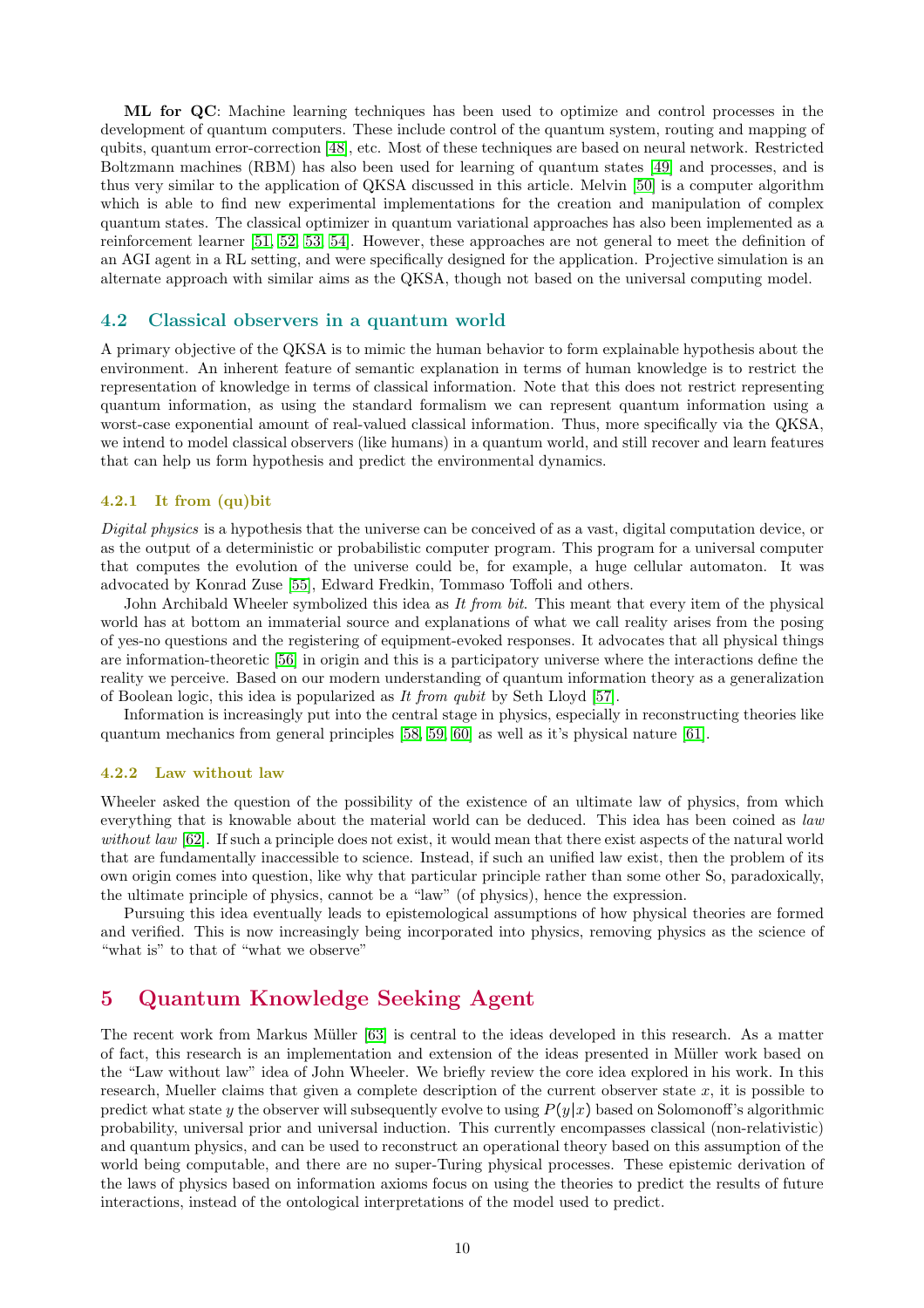**ML for QC**: Machine learning techniques has been used to optimize and control processes in the development of quantum computers. These include control of the quantum system, routing and mapping of qubits, quantum error-correction [48], etc. Most of these techniques are based on neural network. Restricted Boltzmann machines (RBM) has also been used for learning of quantum states [49] and processes, and is thus very similar to the application of QKSA discussed in this article. Melvin [50] is a computer algorithm which is able to find new experimental implementations for the creation and manipulation of complex quantum states. The classical optimizer in quantum variational approaches has also been implemented as a reinforcement learner [51, 52, 53, 54]. However, these approaches are not general to meet the definition of an AGI agent in a RL setting, and were specifically designed for the application. Projective simulation is an alternate approach with similar aims as the QKSA, though not based on the universal computing model.

## 4.2 Classical observers in a quantum world

A primary objective of the QKSA is to mimic the human behavior to form explainable hypothesis about the environment. An inherent feature of semantic explanation in terms of human knowledge is to restrict the representation of knowledge in terms of classical information. Note that this does not restrict representing quantum information, as using the standard formalism we can represent quantum information using a worst-case exponential amount of real-valued classical information. Thus, more specifically via the QKSA, we intend to model classical observers (like humans) in a quantum world, and still recover and learn features that can help us form hypothesis and predict the environmental dynamics.

### 4.2.1 It from (qu)bit

*Digital physics* is a hypothesis that the universe can be conceived of as a vast, digital computation device, or as the output of a deterministic or probabilistic computer program. This program for a universal computer that computes the evolution of the universe could be, for example, a huge cellular automaton. It was advocated by Konrad Zuse [55], Edward Fredkin, Tommaso Toffoli and others.

John Archibald Wheeler symbolized this idea as *It from bit*. This meant that every item of the physical world has at bottom an immaterial source and explanations of what we call reality arises from the posing of yes-no questions and the registering of equipment-evoked responses. It advocates that all physical things are information-theoretic [56] in origin and this is a participatory universe where the interactions define the reality we perceive. Based on our modern understanding of quantum information theory as a generalization of Boolean logic, this idea is popularized as *It from qubit* by Seth Lloyd [57].

Information is increasingly put into the central stage in physics, especially in reconstructing theories like quantum mechanics from general principles [58, 59, 60] as well as it's physical nature [61].

### 4.2.2 Law without law

Wheeler asked the question of the possibility of the existence of an ultimate law of physics, from which everything that is knowable about the material world can be deduced. This idea has been coined as *law without law* [62]. If such a principle does not exist, it would mean that there exist aspects of the natural world that are fundamentally inaccessible to science. Instead, if such an unified law exist, then the problem of its own origin comes into question, like why that particular principle rather than some other So, paradoxically, the ultimate principle of physics, cannot be a "law" (of physics), hence the expression.

Pursuing this idea eventually leads to epistemological assumptions of how physical theories are formed and verified. This is now increasingly being incorporated into physics, removing physics as the science of "what is" to that of "what we observe"

# 5 Quantum Knowledge Seeking Agent

The recent work from Markus Müller [63] is central to the ideas developed in this research. As a matter of fact, this research is an implementation and extension of the ideas presented in Müller work based on the "Law without law" idea of John Wheeler. We briefly review the core idea explored in his work. In this research, Mueller claims that given a complete description of the current observer state $x$, it is possible to predict what state $y$ the observer will subsequently evolve to using $P(y|x)$ based on Solomonoff's algorithmic probability, universal prior and universal induction. This currently encompasses classical (non-relativistic) and quantum physics, and can be used to reconstruct an operational theory based on this assumption of the world being computable, and there are no super-Turing physical processes. These epistemic derivation of the laws of physics based on information axioms focus on using the theories to predict the results of future interactions, instead of the ontological interpretations of the model used to predict.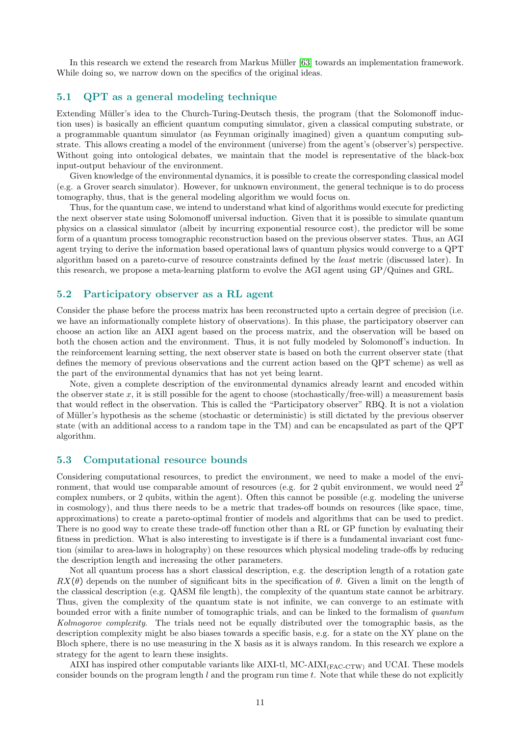In this research we extend the research from Markus Müller [63] towards an implementation framework. While doing so, we narrow down on the specifics of the original ideas.

## 5.1 QPT as a general modeling technique

Extending Müller's idea to the Church-Turing-Deutsch thesis, the program (that the Solomonoff induction uses) is basically an efficient quantum computing simulator, given a classical computing substrate, or a programmable quantum simulator (as Feynman originally imagined) given a quantum computing substrate. This allows creating a model of the environment (universe) from the agent's (observer's) perspective. Without going into ontological debates, we maintain that the model is representative of the black-box input-output behaviour of the environment.

Given knowledge of the environmental dynamics, it is possible to create the corresponding classical model (e.g. a Grover search simulator). However, for unknown environment, the general technique is to do process tomography, thus, that is the general modeling algorithm we would focus on.

Thus, for the quantum case, we intend to understand what kind of algorithms would execute for predicting the next observer state using Solomonoff universal induction. Given that it is possible to simulate quantum physics on a classical simulator (albeit by incurring exponential resource cost), the predictor will be some form of a quantum process tomographic reconstruction based on the previous observer states. Thus, an AGI agent trying to derive the information based operational laws of quantum physics would converge to a QPT algorithm based on a pareto-curve of resource constraints defined by the *least* metric (discussed later). In this research, we propose a meta-learning platform to evolve the AGI agent using GP/Quines and GRL.

## 5.2 Participatory observer as a RL agent

Consider the phase before the process matrix has been reconstructed upto a certain degree of precision (i.e. we have an informationally complete history of observations). In this phase, the participatory observer can choose an action like an AIXI agent based on the process matrix, and the observation will be based on both the chosen action and the environment. Thus, it is not fully modeled by Solomonoff's induction. In the reinforcement learning setting, the next observer state is based on both the current observer state (that defines the memory of previous observations and the current action based on the QPT scheme) as well as the part of the environmental dynamics that has not yet being learnt.

Note, given a complete description of the environmental dynamics already learnt and encoded within the observer state $x$, it is still possible for the agent to choose (stochastically/free-will) a measurement basis that would reflect in the observation. This is called the "Participatory observer" RBQ. It is not a violation of Müller's hypothesis as the scheme (stochastic or deterministic) is still dictated by the previous observer state (with an additional access to a random tape in the TM) and can be encapsulated as part of the QPT algorithm.

## 5.3 Computational resource bounds

Considering computational resources, to predict the environment, we need to make a model of the environment, that would use comparable amount of resources (e.g. for 2 qubit environment, we would need $2^2$ complex numbers, or 2 qubits, within the agent). Often this cannot be possible (e.g. modeling the universe in cosmology), and thus there needs to be a metric that trades-off bounds on resources (like space, time, approximations) to create a pareto-optimal frontier of models and algorithms that can be used to predict. There is no good way to create these trade-off function other than a RL or GP function by evaluating their fitness in prediction. What is also interesting to investigate is if there is a fundamental invariant cost function (similar to area-laws in holography) on these resources which physical modeling trade-offs by reducing the description length and increasing the other parameters.

Not all quantum process has a short classical description, e.g. the description length of a rotation gate $RX(\theta)$ depends on the number of significant bits in the specification of $\theta$. Given a limit on the length of the classical description (e.g. QASM file length), the complexity of the quantum state cannot be arbitrary. Thus, given the complexity of the quantum state is not infinite, we can converge to an estimate with bounded error with a finite number of tomographic trials, and can be linked to the formalism of *quantum Kolmogorov complexity*. The trials need not be equally distributed over the tomographic basis, as the description complexity might be also biases towards a specific basis, e.g. for a state on the XY plane on the Bloch sphere, there is no use measuring in the X basis as it is always random. In this research we explore a strategy for the agent to learn these insights.

AIXI has inspired other computable variants like AIXI-tl, MC-AIXI$_{\text{(FAC-CTW)}}$ and UCAI. These models consider bounds on the program length $l$ and the program run time $t$. Note that while these do not explicitly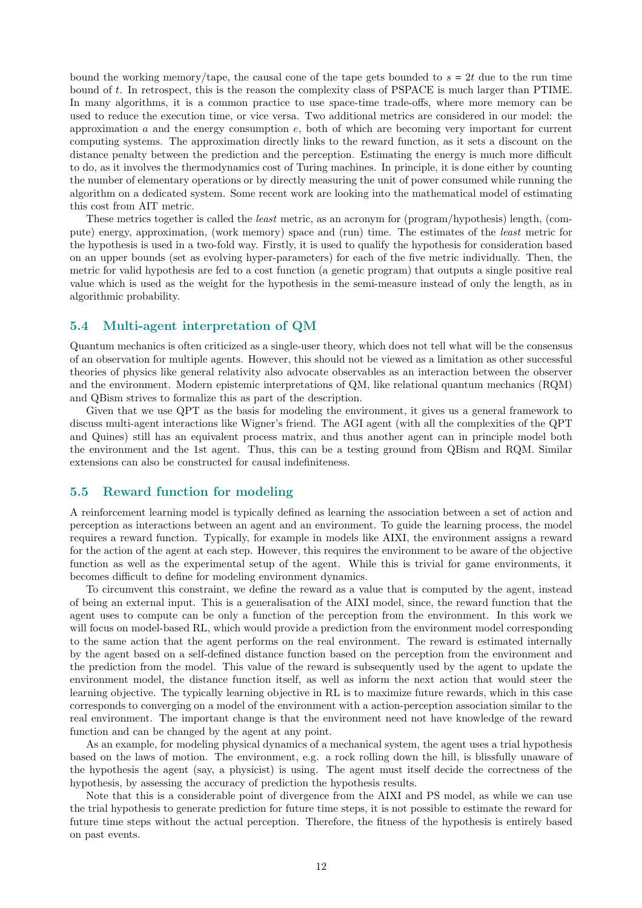bound the working memory/tape, the causal cone of the tape gets bounded to $s = 2t$ due to the run time bound of $t$. In retrospect, this is the reason the complexity class of PSPACE is much larger than PTIME. In many algorithms, it is a common practice to use space-time trade-offs, where more memory can be used to reduce the execution time, or vice versa. Two additional metrics are considered in our model: the approximation $a$ and the energy consumption $e$, both of which are becoming very important for current computing systems. The approximation directly links to the reward function, as it sets a discount on the distance penalty between the prediction and the perception. Estimating the energy is much more difficult to do, as it involves the thermodynamics cost of Turing machines. In principle, it is done either by counting the number of elementary operations or by directly measuring the unit of power consumed while running the algorithm on a dedicated system. Some recent work are looking into the mathematical model of estimating this cost from AIT metric.

These metrics together is called the *least* metric, as an acronym for (program/hypothesis) length, (compute) energy, approximation, (work memory) space and (run) time. The estimates of the *least* metric for the hypothesis is used in a two-fold way. Firstly, it is used to qualify the hypothesis for consideration based on an upper bounds (set as evolving hyper-parameters) for each of the five metric individually. Then, the metric for valid hypothesis are fed to a cost function (a genetic program) that outputs a single positive real value which is used as the weight for the hypothesis in the semi-measure instead of only the length, as in algorithmic probability.

## 5.4 Multi-agent interpretation of QM

Quantum mechanics is often criticized as a single-user theory, which does not tell what will be the consensus of an observation for multiple agents. However, this should not be viewed as a limitation as other successful theories of physics like general relativity also advocate observables as an interaction between the observer and the environment. Modern epistemic interpretations of QM, like relational quantum mechanics (RQM) and QBism strives to formalize this as part of the description.

Given that we use QPT as the basis for modeling the environment, it gives us a general framework to discuss multi-agent interactions like Wigner's friend. The AGI agent (with all the complexities of the QPT and Quines) still has an equivalent process matrix, and thus another agent can in principle model both the environment and the 1st agent. Thus, this can be a testing ground from QBism and RQM. Similar extensions can also be constructed for causal indefiniteness.

## 5.5 Reward function for modeling

A reinforcement learning model is typically defined as learning the association between a set of action and perception as interactions between an agent and an environment. To guide the learning process, the model requires a reward function. Typically, for example in models like AIXI, the environment assigns a reward for the action of the agent at each step. However, this requires the environment to be aware of the objective function as well as the experimental setup of the agent. While this is trivial for game environments, it becomes difficult to define for modeling environment dynamics.

To circumvent this constraint, we define the reward as a value that is computed by the agent, instead of being an external input. This is a generalisation of the AIXI model, since, the reward function that the agent uses to compute can be only a function of the perception from the environment. In this work we will focus on model-based RL, which would provide a prediction from the environment model corresponding to the same action that the agent performs on the real environment. The reward is estimated internally by the agent based on a self-defined distance function based on the perception from the environment and the prediction from the model. This value of the reward is subsequently used by the agent to update the environment model, the distance function itself, as well as inform the next action that would steer the learning objective. The typically learning objective in RL is to maximize future rewards, which in this case corresponds to converging on a model of the environment with a action-perception association similar to the real environment. The important change is that the environment need not have knowledge of the reward function and can be changed by the agent at any point.

As an example, for modeling physical dynamics of a mechanical system, the agent uses a trial hypothesis based on the laws of motion. The environment, e.g. a rock rolling down the hill, is blissfully unaware of the hypothesis the agent (say, a physicist) is using. The agent must itself decide the correctness of the hypothesis, by assessing the accuracy of prediction the hypothesis results.

Note that this is a considerable point of divergence from the AIXI and PS model, as while we can use the trial hypothesis to generate prediction for future time steps, it is not possible to estimate the reward for future time steps without the actual perception. Therefore, the fitness of the hypothesis is entirely based on past events.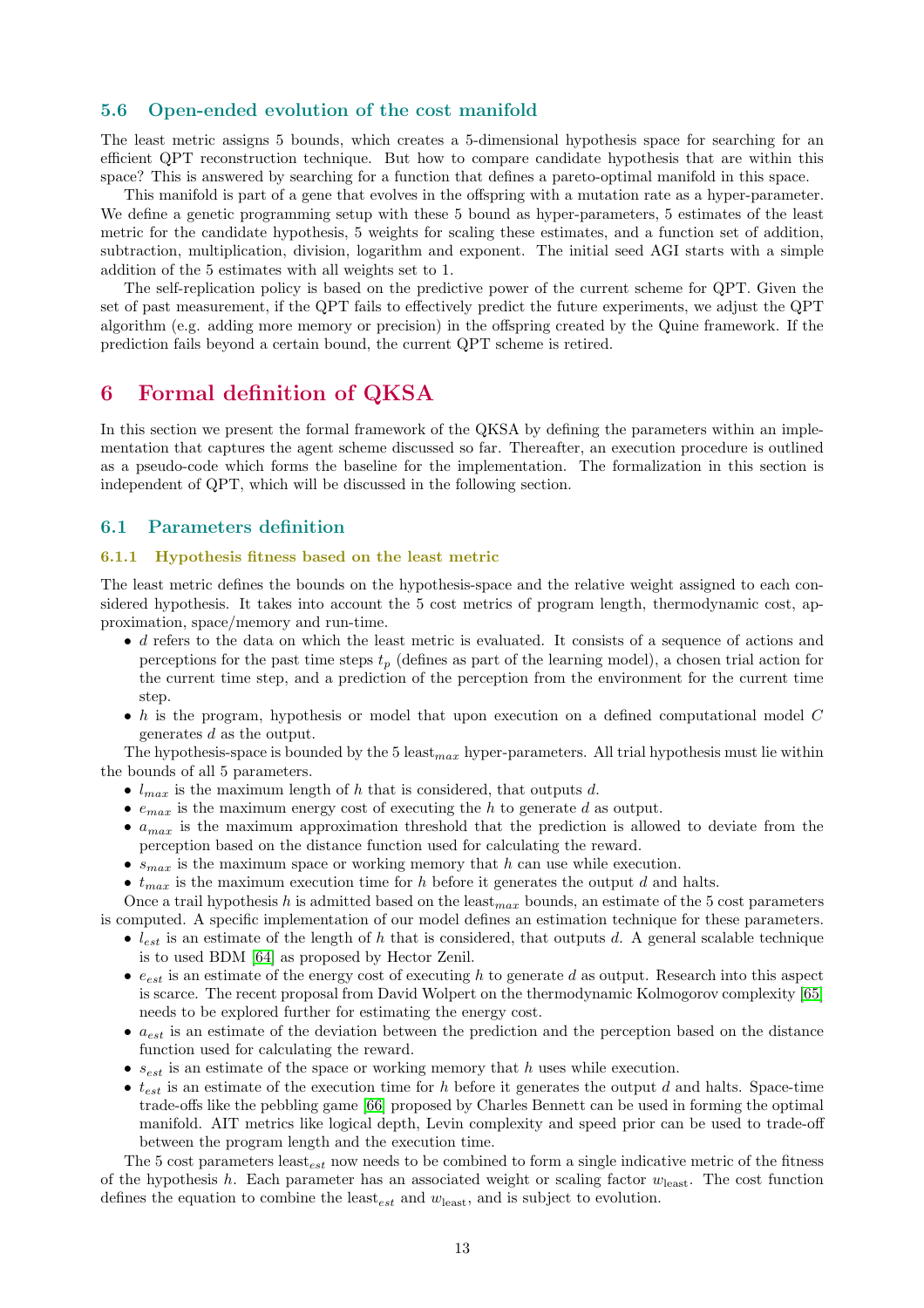### 5.6 Open-ended evolution of the cost manifold

The least metric assigns 5 bounds, which creates a 5-dimensional hypothesis space for searching for an efficient QPT reconstruction technique. But how to compare candidate hypothesis that are within this space? This is answered by searching for a function that defines a pareto-optimal manifold in this space.

This manifold is part of a gene that evolves in the offspring with a mutation rate as a hyper-parameter. We define a genetic programming setup with these 5 bound as hyper-parameters, 5 estimates of the least metric for the candidate hypothesis, 5 weights for scaling these estimates, and a function set of addition, subtraction, multiplication, division, logarithm and exponent. The initial seed AGI starts with a simple addition of the 5 estimates with all weights set to 1.

The self-replication policy is based on the predictive power of the current scheme for QPT. Given the set of past measurement, if the QPT fails to effectively predict the future experiments, we adjust the QPT algorithm (e.g. adding more memory or precision) in the offspring created by the Quine framework. If the prediction fails beyond a certain bound, the current QPT scheme is retired.

## 6 Formal definition of QKSA

In this section we present the formal framework of the QKSA by defining the parameters within an implementation that captures the agent scheme discussed so far. Thereafter, an execution procedure is outlined as a pseudo-code which forms the baseline for the implementation. The formalization in this section is independent of QPT, which will be discussed in the following section.

### 6.1 Parameters definition

#### 6.1.1 Hypothesis fitness based on the least metric

The least metric defines the bounds on the hypothesis-space and the relative weight assigned to each considered hypothesis. It takes into account the 5 cost metrics of program length, thermodynamic cost, approximation, space/memory and run-time.

- $d$ refers to the data on which the least metric is evaluated. It consists of a sequence of actions and perceptions for the past time steps $t_p$ (defines as part of the learning model), a chosen trial action for the current time step, and a prediction of the perception from the environment for the current time step.
- $h$ is the program, hypothesis or model that upon execution on a defined computational model $C$ generates $d$ as the output.

The hypothesis-space is bounded by the 5 $\text{least}_{max}$ hyper-parameters. All trial hypothesis must lie within the bounds of all 5 parameters.

- $l_{max}$ is the maximum length of $h$ that is considered, that outputs $d$.
- $e_{max}$ is the maximum energy cost of executing the $h$ to generate $d$ as output.
- $a_{max}$ is the maximum approximation threshold that the prediction is allowed to deviate from the perception based on the distance function used for calculating the reward.
- $s_{max}$ is the maximum space or working memory that $h$ can use while execution.
- $t_{max}$ is the maximum execution time for $h$ before it generates the output $d$ and halts.

Once a trail hypothesis $h$ is admitted based on the $\text{least}_{max}$ bounds, an estimate of the 5 cost parameters is computed. A specific implementation of our model defines an estimation technique for these parameters.

- $l_{est}$ is an estimate of the length of $h$ that is considered, that outputs $d$. A general scalable technique is to used BDM [64] as proposed by Hector Zenil.
- $e_{est}$ is an estimate of the energy cost of executing $h$ to generate $d$ as output. Research into this aspect is scarce. The recent proposal from David Wolpert on the thermodynamic Kolmogorov complexity [65] needs to be explored further for estimating the energy cost.
- $a_{est}$ is an estimate of the deviation between the prediction and the perception based on the distance function used for calculating the reward.
- $s_{est}$ is an estimate of the space or working memory that $h$ uses while execution.
- $t_{est}$ is an estimate of the execution time for $h$ before it generates the output $d$ and halts. Space-time trade-offs like the pebbling game [66] proposed by Charles Bennett can be used in forming the optimal manifold. AIT metrics like logical depth, Levin complexity and speed prior can be used to trade-off between the program length and the execution time.

The 5 cost parameters $\text{least}_{est}$ now needs to be combined to form a single indicative metric of the fitness of the hypothesis $h$. Each parameter has an associated weight or scaling factor $w_{\text{least}}$. The cost function defines the equation to combine the $\text{least}_{est}$ and $w_{\text{least}}$, and is subject to evolution.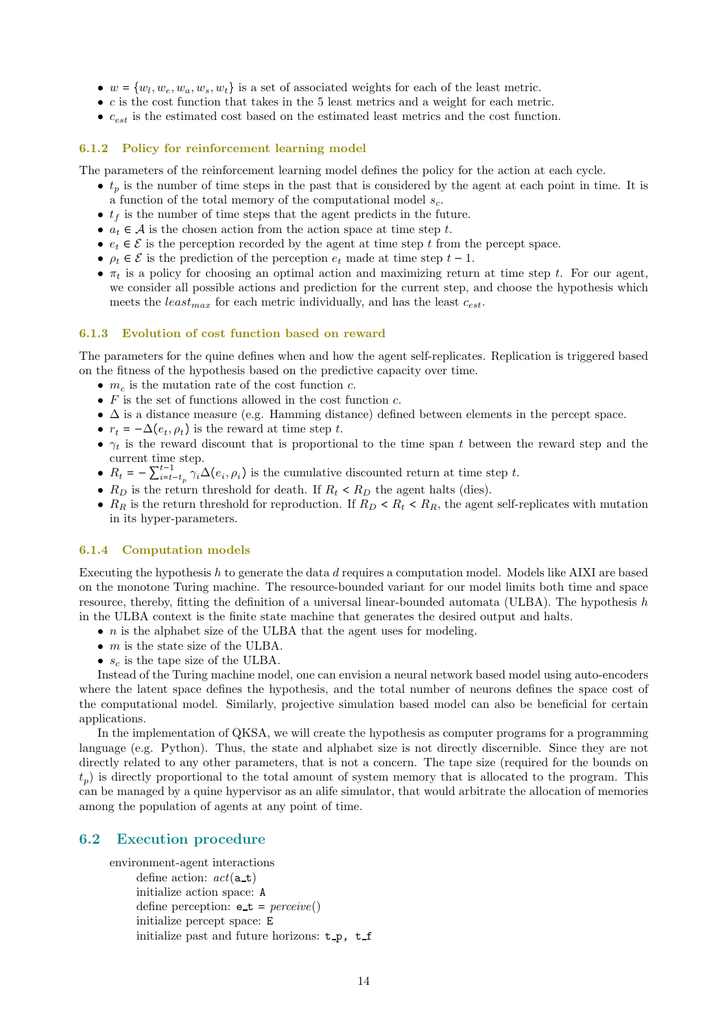- $w = \{w_l, w_e, w_a, w_s, w_t\}$ is a set of associated weights for each of the least metric.
- $c$ is the cost function that takes in the 5 least metrics and a weight for each metric.
- $c_{est}$ is the estimated cost based on the estimated least metrics and the cost function.

### 6.1.2 Policy for reinforcement learning model

The parameters of the reinforcement learning model defines the policy for the action at each cycle.

- $t_p$ is the number of time steps in the past that is considered by the agent at each point in time. It is a function of the total memory of the computational model $s_c$.
- $t_f$ is the number of time steps that the agent predicts in the future.
- $a_t \in \mathcal{A}$ is the chosen action from the action space at time step $t$.
- $e_t \in \mathcal{E}$ is the perception recorded by the agent at time step $t$ from the percept space.
- $\rho_t \in \mathcal{E}$ is the prediction of the perception $e_t$ made at time step $t-1$.
- $\pi_t$ is a policy for choosing an optimal action and maximizing return at time step $t$. For our agent, we consider all possible actions and prediction for the current step, and choose the hypothesis which meets the $least_{max}$ for each metric individually, and has the least $c_{est}$.

### 6.1.3 Evolution of cost function based on reward

The parameters for the quine defines when and how the agent self-replicates. Replication is triggered based on the fitness of the hypothesis based on the predictive capacity over time.

- $m_c$ is the mutation rate of the cost function $c$.
- $F$ is the set of functions allowed in the cost function $c$.
- $\Delta$ is a distance measure (e.g. Hamming distance) defined between elements in the percept space.
- $r_t = -\Delta(e_t, \rho_t)$ is the reward at time step $t$.
- $\gamma_t$ is the reward discount that is proportional to the time span $t$ between the reward step and the current time step.
- $R_t = -\sum_{i=t-t_p}^{t-1} \gamma_i \Delta(e_i, \rho_i)$ is the cumulative discounted return at time step $t$.
- $R_D$ is the return threshold for death. If $R_t < R_D$ the agent halts (dies).
- $R_R$ is the return threshold for reproduction. If $R_D < R_t < R_R$, the agent self-replicates with mutation in its hyper-parameters.

### 6.1.4 Computation models

Executing the hypothesis $h$ to generate the data $d$ requires a computation model. Models like AIXI are based on the monotone Turing machine. The resource-bounded variant for our model limits both time and space resource, thereby, fitting the definition of a universal linear-bounded automata (ULBA). The hypothesis $h$ in the ULBA context is the finite state machine that generates the desired output and halts.

- $n$ is the alphabet size of the ULBA that the agent uses for modeling.
- $m$ is the state size of the ULBA.
- $s_c$ is the tape size of the ULBA.

Instead of the Turing machine model, one can envision a neural network based model using auto-encoders where the latent space defines the hypothesis, and the total number of neurons defines the space cost of the computational model. Similarly, projective simulation based model can also be beneficial for certain applications.

In the implementation of QKSA, we will create the hypothesis as computer programs for a programming language (e.g. Python). Thus, the state and alphabet size is not directly discernible. Since they are not directly related to any other parameters, that is not a concern. The tape size (required for the bounds on $t_p$) is directly proportional to the total amount of system memory that is allocated to the program. This can be managed by a quine hypervisor as an alife simulator, that would arbitrate the allocation of memories among the population of agents at any point of time.

## 6.2 Execution procedure

```
environment-agent interactions
    define action: act(a_t)
    initialize action space: A
    define perception: e_t = perceive()
    initialize percept space: E
    initialize past and future horizons: t_p, t_f
```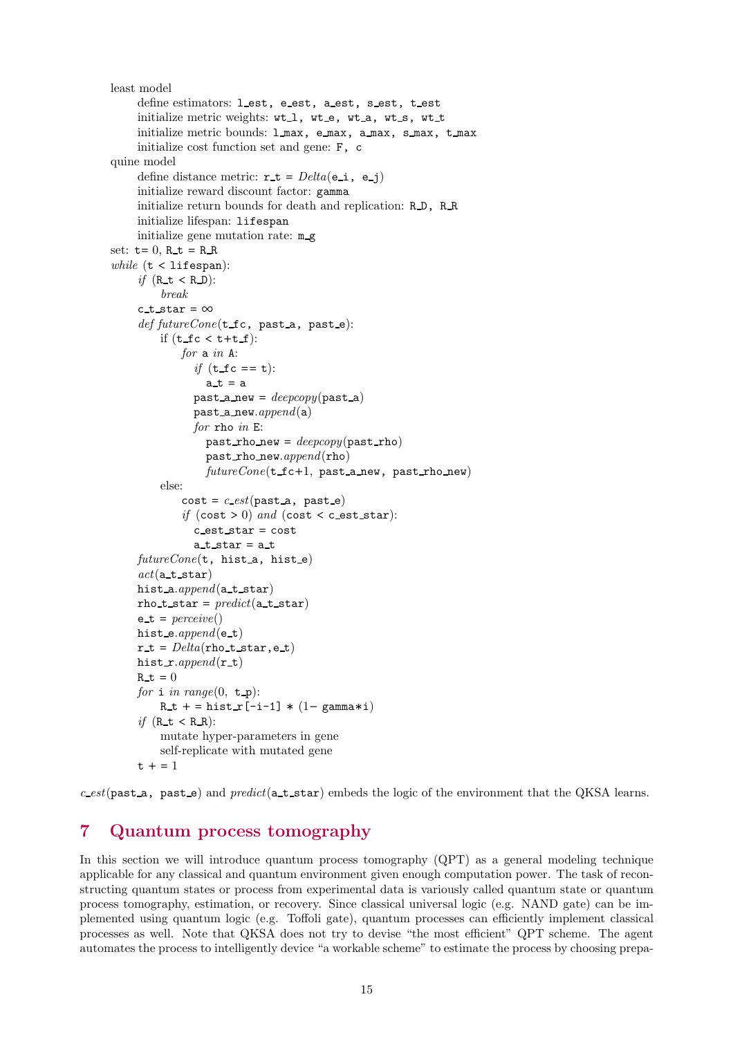```
least model
    define estimators: l_est, e_est, a_est, s_est, t_est
    initialize metric weights: wt_l, wt_e, wt_a, wt_s, wt_t
    initialize metric bounds: l_max, e_max, a_max, s_max, t_max
    initialize cost function set and gene: F, c
quine model
    define distance metric: r_t = Delta(e_i, e_j)
    initialize reward discount factor: gamma
    initialize return bounds for death and replication: R_D, R_R
    initialize lifespan: lifespan
    initialize gene mutation rate: m_g
set: t= 0, R_t = R_R
while (t < lifespan):
    if (R_t < R_D):
        break
    c_t_star = ∞
    def futureCone(t_fc, past_a, past_e):
        if (t_fc < t+t_f):
            for a in A:
                if (t_fc == t):
                    a_t = a
                past_a_new = deepcopy(past_a)
                past_a_new.append(a)
                for rho in E:
                    past_rho_new = deepcopy(past_rho)
                    past_rho_new.append(rho)
                    futureCone(t_fc+1, past_a_new, past_rho_new)
        else:
            cost = c_est(past_a, past_e)
            if (cost > 0) and (cost < c_est_star):
                c_est_star = cost
                a_t_star = a_t
    futureCone(t, hist_a, hist_e)
    act(a_t_star)
    hist_a.append(a_t_star)
    rho_t_star = predict(a_t_star)
    e_t = perceive()
    hist_e.append(e_t)
    r_t = Delta(rho_t_star,e_t)
    hist_r.append(r_t)
    R_t = 0
    for i in range(0, t_p):
        R_t + = hist_r[-i-1] * (1− gamma*i)
    if (R_t < R_R):
        mutate hyper-parameters in gene
        self-replicate with mutated gene
    t + = 1
```

*c_est*(`past_a, past_e`) and *predict*(`a_t_star`) embeds the logic of the environment that the QKSA learns.

## 7 Quantum process tomography

In this section we will introduce quantum process tomography (QPT) as a general modeling technique applicable for any classical and quantum environment given enough computation power. The task of reconstructing quantum states or process from experimental data is variously called quantum state or quantum process tomography, estimation, or recovery. Since classical universal logic (e.g. NAND gate) can be implemented using quantum logic (e.g. Toffoli gate), quantum processes can efficiently implement classical processes as well. Note that QKSA does not try to devise "the most efficient" QPT scheme. The agent automates the process to intelligently device "a workable scheme" to estimate the process by choosing prepa-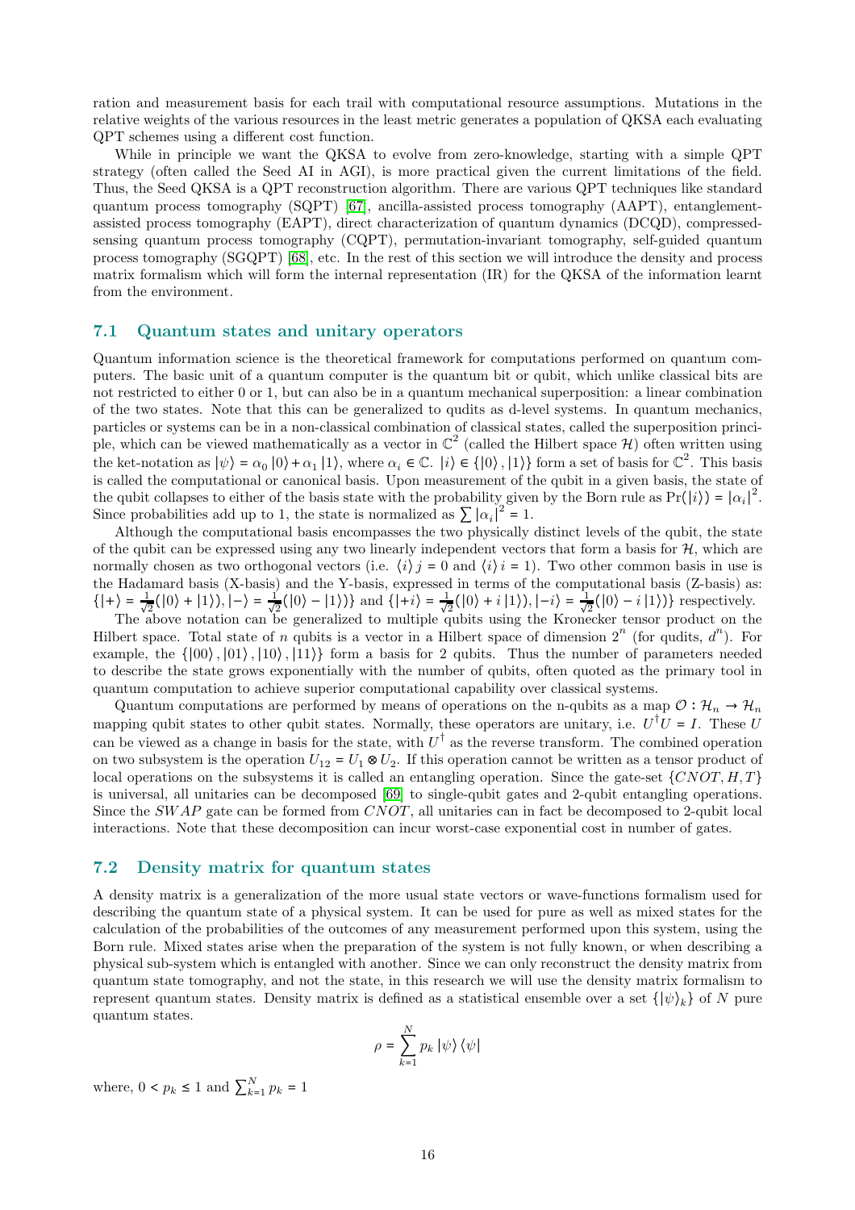ration and measurement basis for each trail with computational resource assumptions. Mutations in the relative weights of the various resources in the least metric generates a population of QKSA each evaluating QPT schemes using a different cost function.

While in principle we want the QKSA to evolve from zero-knowledge, starting with a simple QPT strategy (often called the Seed AI in AGI), is more practical given the current limitations of the field. Thus, the Seed QKSA is a QPT reconstruction algorithm. There are various QPT techniques like standard quantum process tomography (SQPT) [67], ancilla-assisted process tomography (AAPT), entanglement-assisted process tomography (EAPT), direct characterization of quantum dynamics (DCQD), compressed-sensing quantum process tomography (CQPT), permutation-invariant tomography, self-guided quantum process tomography (SGQPT) [68], etc. In the rest of this section we will introduce the density and process matrix formalism which will form the internal representation (IR) for the QKSA of the information learnt from the environment.

## 7.1 Quantum states and unitary operators

Quantum information science is the theoretical framework for computations performed on quantum computers. The basic unit of a quantum computer is the quantum bit or qubit, which unlike classical bits are not restricted to either 0 or 1, but can also be in a quantum mechanical superposition: a linear combination of the two states. Note that this can be generalized to qudits as d-level systems. In quantum mechanics, particles or systems can be in a non-classical combination of classical states, called the superposition principle, which can be viewed mathematically as a vector in $\mathbb{C}^2$ (called the Hilbert space $\mathcal{H}$) often written using the ket-notation as $|\psi\rangle = \alpha_0 |0\rangle + \alpha_1 |1\rangle$, where $\alpha_i \in \mathbb{C}$. $|i\rangle \in \{|0\rangle, |1\rangle\}$ form a set of basis for $\mathbb{C}^2$. This basis is called the computational or canonical basis. Upon measurement of the qubit in a given basis, the state of the qubit collapses to either of the basis state with the probability given by the Born rule as $\Pr(|i\rangle) = |\alpha_i|^2$. Since probabilities add up to 1, the state is normalized as $\sum |\alpha_i|^2 = 1$.

Although the computational basis encompasses the two physically distinct levels of the qubit, the state of the qubit can be expressed using any two linearly independent vectors that form a basis for $\mathcal{H}$, which are normally chosen as two orthogonal vectors (i.e. $\langle i \rangle j = 0$ and $\langle i \rangle i = 1$). Two other common basis in use is the Hadamard basis (X-basis) and the Y-basis, expressed in terms of the computational basis (Z-basis) as: $\{|+\rangle = \frac{1}{\sqrt{2}}(|0\rangle + |1\rangle), |-\rangle = \frac{1}{\sqrt{2}}(|0\rangle - |1\rangle)\}$ and $\{|+i\rangle = \frac{1}{\sqrt{2}}(|0\rangle + i\,|1\rangle), |-i\rangle = \frac{1}{\sqrt{2}}(|0\rangle - i\,|1\rangle)\}$ respectively.

The above notation can be generalized to multiple qubits using the Kronecker tensor product on the Hilbert space. Total state of $n$ qubits is a vector in a Hilbert space of dimension $2^n$ (for qudits, $d^n$). For example, the $\{|00\rangle, |01\rangle, |10\rangle, |11\rangle\}$ form a basis for 2 qubits. Thus the number of parameters needed to describe the state grows exponentially with the number of qubits, often quoted as the primary tool in quantum computation to achieve superior computational capability over classical systems.

Quantum computations are performed by means of operations on the n-qubits as a map $\mathcal{O} : \mathcal{H}_n \rightarrow \mathcal{H}_n$ mapping qubit states to other qubit states. Normally, these operators are unitary, i.e. $U^\dagger U = I$. These $U$ can be viewed as a change in basis for the state, with $U^\dagger$ as the reverse transform. The combined operation on two subsystem is the operation $U_{12} = U_1 \otimes U_2$. If this operation cannot be written as a tensor product of local operations on the subsystems it is called an entangling operation. Since the gate-set $\{CNOT, H, T\}$ is universal, all unitaries can be decomposed [69] to single-qubit gates and 2-qubit entangling operations. Since the $SWAP$ gate can be formed from $CNOT$, all unitaries can in fact be decomposed to 2-qubit local interactions. Note that these decomposition can incur worst-case exponential cost in number of gates.

## 7.2 Density matrix for quantum states

A density matrix is a generalization of the more usual state vectors or wave-functions formalism used for describing the quantum state of a physical system. It can be used for pure as well as mixed states for the calculation of the probabilities of the outcomes of any measurement performed upon this system, using the Born rule. Mixed states arise when the preparation of the system is not fully known, or when describing a physical sub-system which is entangled with another. Since we can only reconstruct the density matrix from quantum state tomography, and not the state, in this research we will use the density matrix formalism to represent quantum states. Density matrix is defined as a statistical ensemble over a set $\{|\psi\rangle_k\}$ of $N$ pure quantum states.

$$\rho = \sum_{k=1}^{N} p_k |\psi\rangle\langle\psi|$$

where, $0 < p_k \leq 1$ and $\sum_{k=1}^{N} p_k = 1$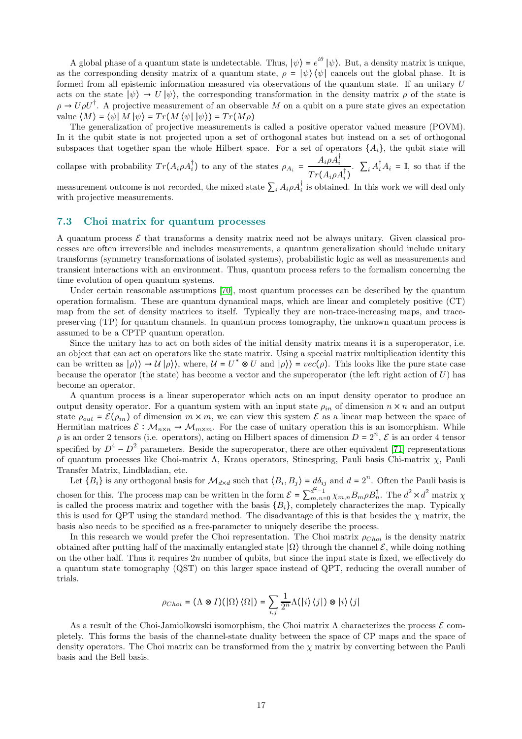A global phase of a quantum state is undetectable. Thus, $|\psi\rangle = e^{i\theta}|\psi\rangle$. But, a density matrix is unique, as the corresponding density matrix of a quantum state, $\rho = |\psi\rangle\langle\psi|$ cancels out the global phase. It is formed from all epistemic information measured via observations of the quantum state. If an unitary $U$ acts on the state $|\psi\rangle \to U|\psi\rangle$, the corresponding transformation in the density matrix $\rho$ of the state is $\rho \to U\rho U^{\dagger}$. A projective measurement of an observable $M$ on a qubit on a pure state gives an expectation value $\langle M\rangle = \langle\psi| M |\psi\rangle = Tr(M\langle\psi||\psi\rangle) = Tr(M\rho)$

The generalization of projective measurements is called a positive operator valued measure (POVM). In it the qubit state is not projected upon a set of orthogonal states but instead on a set of orthogonal subspaces that together span the whole Hilbert space. For a set of operators $\{A_i\}$, the qubit state will collapse with probability $Tr(A_i\rho A_i^{\dagger})$ to any of the states $\rho_{A_i} = \dfrac{A_i\rho A_i^{\dagger}}{Tr(A_i\rho A_i^{\dagger})}$. $\sum_i A_i^{\dagger}A_i = \mathbb{I}$, so that if the measurement outcome is not recorded, the mixed state $\sum_i A_i\rho A_i^{\dagger}$ is obtained. In this work we will deal only with projective measurements.

### 7.3 Choi matrix for quantum processes

A quantum process $\mathcal{E}$ that transforms a density matrix need not be always unitary. Given classical processes are often irreversible and includes measurements, a quantum generalization should include unitary transforms (symmetry transformations of isolated systems), probabilistic logic as well as measurements and transient interactions with an environment. Thus, quantum process refers to the formalism concerning the time evolution of open quantum systems.

Under certain reasonable assumptions [70], most quantum processes can be described by the quantum operation formalism. These are quantum dynamical maps, which are linear and completely positive (CT) map from the set of density matrices to itself. Typically they are non-trace-increasing maps, and trace-preserving (TP) for quantum channels. In quantum process tomography, the unknown quantum process is assumed to be a CPTP quantum operation.

Since the unitary has to act on both sides of the initial density matrix means it is a superoperator, i.e. an object that can act on operators like the state matrix. Using a special matrix multiplication identity this can be written as $|\rho\rangle\rangle \to \mathcal{U}|\rho\rangle\rangle$, where, $\mathcal{U} = U^* \otimes U$ and $|\rho\rangle\rangle = vec(\rho)$. This looks like the pure state case because the operator (the state) has become a vector and the superoperator (the left right action of $U$) has become an operator.

A quantum process is a linear superoperator which acts on an input density operator to produce an output density operator. For a quantum system with an input state $\rho_{in}$ of dimension $n \times n$ and an output state $\rho_{out} = \mathcal{E}(\rho_{in})$ of dimension $m \times m$, we can view this system $\mathcal{E}$ as a linear map between the space of Hermitian matrices $\mathcal{E} : \mathcal{M}_{n\times n} \to \mathcal{M}_{m\times m}$. For the case of unitary operation this is an isomorphism. While $\rho$ is an order 2 tensors (i.e. operators), acting on Hilbert spaces of dimension $D = 2^n$, $\mathcal{E}$ is an order 4 tensor specified by $D^4 - D^2$ parameters. Beside the superoperator, there are other equivalent [71] representations of quantum processes like Choi-matrix $\Lambda$, Kraus operators, Stinespring, Pauli basis Chi-matrix $\chi$, Pauli Transfer Matrix, Lindbladian, etc.

Let $\{B_i\}$ is any orthogonal basis for $\mathcal{M}_{d\times d}$ such that $\langle B_i, B_j\rangle = d\delta_{ij}$ and $d = 2^n$. Often the Pauli basis is chosen for this. The process map can be written in the form $\mathcal{E} = \sum_{m,n=0}^{d^2-1}\chi_{m,n}B_m\rho B_n^{\dagger}$. The $d^2 \times d^2$ matrix $\chi$ is called the process matrix and together with the basis $\{B_i\}$, completely characterizes the map. Typically this is used for QPT using the standard method. The disadvantage of this is that besides the $\chi$ matrix, the basis also needs to be specified as a free-parameter to uniquely describe the process.

In this research we would prefer the Choi representation. The Choi matrix $\rho_{Choi}$ is the density matrix obtained after putting half of the maximally entangled state $|\Omega\rangle$ through the channel $\mathcal{E}$, while doing nothing on the other half. Thus it requires $2n$ number of qubits, but since the input state is fixed, we effectively do a quantum state tomography (QST) on this larger space instead of QPT, reducing the overall number of trials.

$$\rho_{Choi} = (\Lambda \otimes I)(|\Omega\rangle\langle\Omega|) = \sum_{i,j}\frac{1}{2^n}\Lambda(|i\rangle\langle j|) \otimes |i\rangle\langle j|$$

As a result of the Choi-Jamiolkowski isomorphism, the Choi matrix $\Lambda$ characterizes the process $\mathcal{E}$ completely. This forms the basis of the channel-state duality between the space of CP maps and the space of density operators. The Choi matrix can be transformed from the $\chi$ matrix by converting between the Pauli basis and the Bell basis.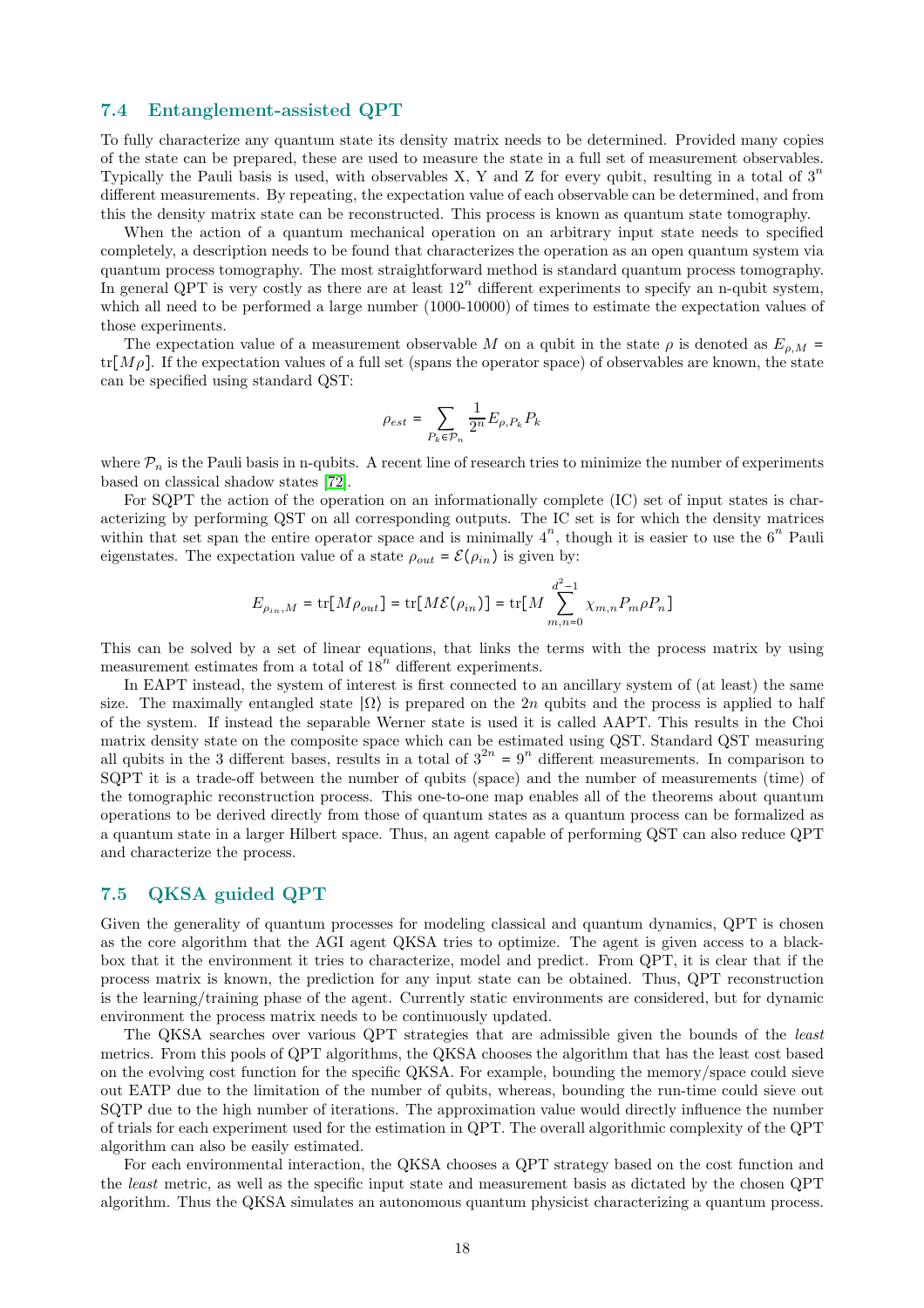## 7.4 Entanglement-assisted QPT

To fully characterize any quantum state its density matrix needs to be determined. Provided many copies of the state can be prepared, these are used to measure the state in a full set of measurement observables. Typically the Pauli basis is used, with observables X, Y and Z for every qubit, resulting in a total of $3^n$ different measurements. By repeating, the expectation value of each observable can be determined, and from this the density matrix state can be reconstructed. This process is known as quantum state tomography.

When the action of a quantum mechanical operation on an arbitrary input state needs to specified completely, a description needs to be found that characterizes the operation as an open quantum system via quantum process tomography. The most straightforward method is standard quantum process tomography. In general QPT is very costly as there are at least $12^n$ different experiments to specify an n-qubit system, which all need to be performed a large number (1000-10000) of times to estimate the expectation values of those experiments.

The expectation value of a measurement observable $M$ on a qubit in the state $\rho$ is denoted as $E_{\rho,M} = \text{tr}[M\rho]$. If the expectation values of a full set (spans the operator space) of observables are known, the state can be specified using standard QST:

$$\rho_{est} = \sum_{P_k \in \mathcal{P}_n} \frac{1}{2^n} E_{\rho,P_k} P_k$$

where $\mathcal{P}_n$ is the Pauli basis in n-qubits. A recent line of research tries to minimize the number of experiments based on classical shadow states [72].

For SQPT the action of the operation on an informationally complete (IC) set of input states is characterizing by performing QST on all corresponding outputs. The IC set is for which the density matrices within that set span the entire operator space and is minimally $4^n$, though it is easier to use the $6^n$ Pauli eigenstates. The expectation value of a state $\rho_{out} = \mathcal{E}(\rho_{in})$ is given by:

$$E_{\rho_{in},M} = \text{tr}[M\rho_{out}] = \text{tr}[M\mathcal{E}(\rho_{in})] = \text{tr}[M \sum_{m,n=0}^{d^2-1} \chi_{m,n} P_m \rho P_n]$$

This can be solved by a set of linear equations, that links the terms with the process matrix by using measurement estimates from a total of $18^n$ different experiments.

In EAPT instead, the system of interest is first connected to an ancillary system of (at least) the same size. The maximally entangled state $|\Omega\rangle$ is prepared on the $2n$ qubits and the process is applied to half of the system. If instead the separable Werner state is used it is called AAPT. This results in the Choi matrix density state on the composite space which can be estimated using QST. Standard QST measuring all qubits in the 3 different bases, results in a total of $3^{2n} = 9^n$ different measurements. In comparison to SQPT it is a trade-off between the number of qubits (space) and the number of measurements (time) of the tomographic reconstruction process. This one-to-one map enables all of the theorems about quantum operations to be derived directly from those of quantum states as a quantum process can be formalized as a quantum state in a larger Hilbert space. Thus, an agent capable of performing QST can also reduce QPT and characterize the process.

## 7.5 QKSA guided QPT

Given the generality of quantum processes for modeling classical and quantum dynamics, QPT is chosen as the core algorithm that the AGI agent QKSA tries to optimize. The agent is given access to a blackbox that it the environment it tries to characterize, model and predict. From QPT, it is clear that if the process matrix is known, the prediction for any input state can be obtained. Thus, QPT reconstruction is the learning/training phase of the agent. Currently static environments are considered, but for dynamic environment the process matrix needs to be continuously updated.

The QKSA searches over various QPT strategies that are admissible given the bounds of the *least* metrics. From this pools of QPT algorithms, the QKSA chooses the algorithm that has the least cost based on the evolving cost function for the specific QKSA. For example, bounding the memory/space could sieve out EATP due to the limitation of the number of qubits, whereas, bounding the run-time could sieve out SQTP due to the high number of iterations. The approximation value would directly influence the number of trials for each experiment used for the estimation in QPT. The overall algorithmic complexity of the QPT algorithm can also be easily estimated.

For each environmental interaction, the QKSA chooses a QPT strategy based on the cost function and the *least* metric, as well as the specific input state and measurement basis as dictated by the chosen QPT algorithm. Thus the QKSA simulates an autonomous quantum physicist characterizing a quantum process.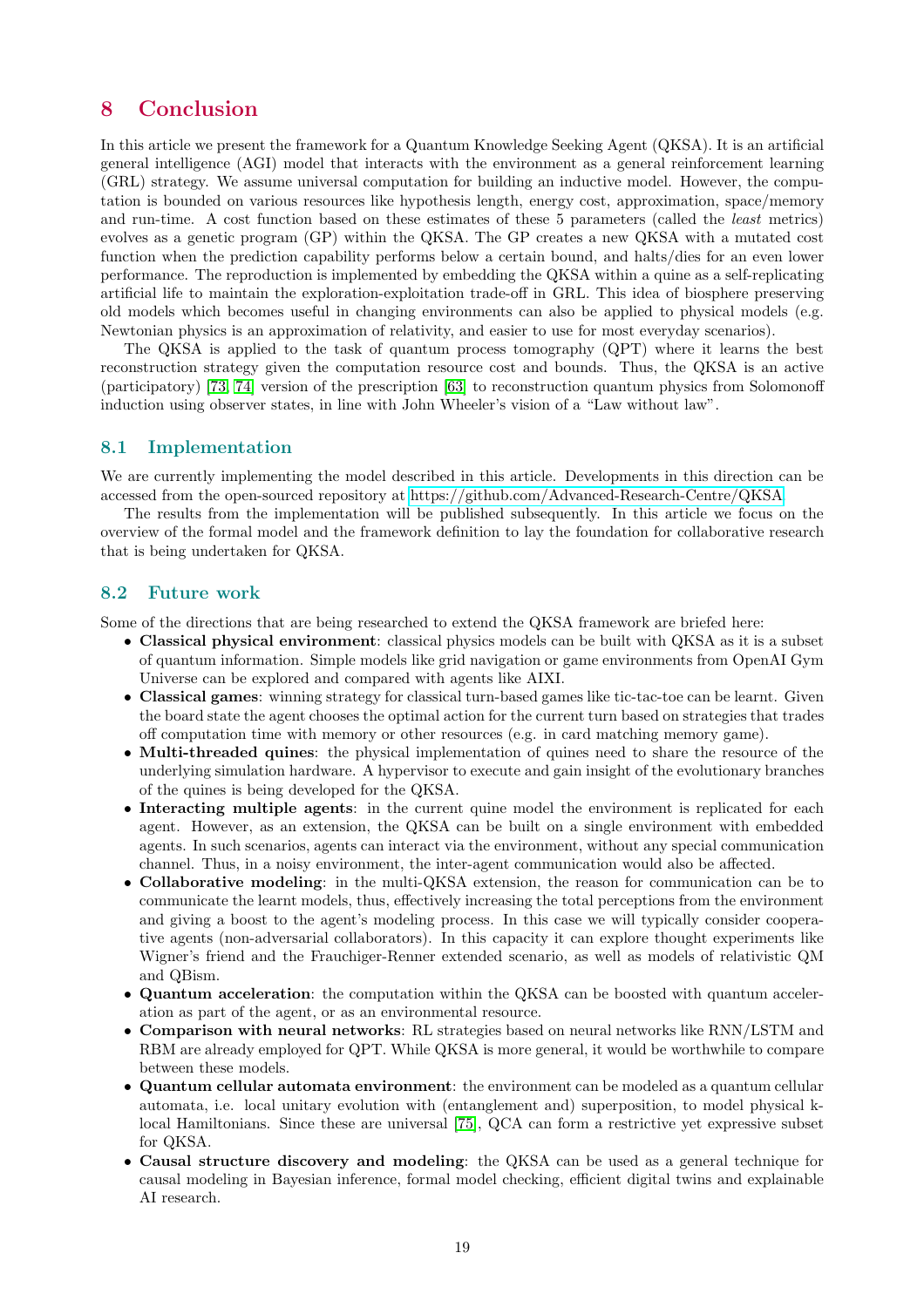# 8 Conclusion

In this article we present the framework for a Quantum Knowledge Seeking Agent (QKSA). It is an artificial general intelligence (AGI) model that interacts with the environment as a general reinforcement learning (GRL) strategy. We assume universal computation for building an inductive model. However, the computation is bounded on various resources like hypothesis length, energy cost, approximation, space/memory and run-time. A cost function based on these estimates of these 5 parameters (called the *least* metrics) evolves as a genetic program (GP) within the QKSA. The GP creates a new QKSA with a mutated cost function when the prediction capability performs below a certain bound, and halts/dies for an even lower performance. The reproduction is implemented by embedding the QKSA within a quine as a self-replicating artificial life to maintain the exploration-exploitation trade-off in GRL. This idea of biosphere preserving old models which becomes useful in changing environments can also be applied to physical models (e.g. Newtonian physics is an approximation of relativity, and easier to use for most everyday scenarios).

The QKSA is applied to the task of quantum process tomography (QPT) where it learns the best reconstruction strategy given the computation resource cost and bounds. Thus, the QKSA is an active (participatory) [73, 74] version of the prescription [63] to reconstruction quantum physics from Solomonoff induction using observer states, in line with John Wheeler's vision of a "Law without law".

## 8.1 Implementation

We are currently implementing the model described in this article. Developments in this direction can be accessed from the open-sourced repository at https://github.com/Advanced-Research-Centre/QKSA.

The results from the implementation will be published subsequently. In this article we focus on the overview of the formal model and the framework definition to lay the foundation for collaborative research that is being undertaken for QKSA.

## 8.2 Future work

Some of the directions that are being researched to extend the QKSA framework are briefed here:

- **Classical physical environment**: classical physics models can be built with QKSA as it is a subset of quantum information. Simple models like grid navigation or game environments from OpenAI Gym Universe can be explored and compared with agents like AIXI.
- **Classical games**: winning strategy for classical turn-based games like tic-tac-toe can be learnt. Given the board state the agent chooses the optimal action for the current turn based on strategies that trades off computation time with memory or other resources (e.g. in card matching memory game).
- **Multi-threaded quines**: the physical implementation of quines need to share the resource of the underlying simulation hardware. A hypervisor to execute and gain insight of the evolutionary branches of the quines is being developed for the QKSA.
- **Interacting multiple agents**: in the current quine model the environment is replicated for each agent. However, as an extension, the QKSA can be built on a single environment with embedded agents. In such scenarios, agents can interact via the environment, without any special communication channel. Thus, in a noisy environment, the inter-agent communication would also be affected.
- **Collaborative modeling**: in the multi-QKSA extension, the reason for communication can be to communicate the learnt models, thus, effectively increasing the total perceptions from the environment and giving a boost to the agent's modeling process. In this case we will typically consider cooperative agents (non-adversarial collaborators). In this capacity it can explore thought experiments like Wigner's friend and the Frauchiger-Renner extended scenario, as well as models of relativistic QM and QBism.
- **Quantum acceleration**: the computation within the QKSA can be boosted with quantum acceleration as part of the agent, or as an environmental resource.
- **Comparison with neural networks**: RL strategies based on neural networks like RNN/LSTM and RBM are already employed for QPT. While QKSA is more general, it would be worthwhile to compare between these models.
- **Quantum cellular automata environment**: the environment can be modeled as a quantum cellular automata, i.e. local unitary evolution with (entanglement and) superposition, to model physical k-local Hamiltonians. Since these are universal [75], QCA can form a restrictive yet expressive subset for QKSA.
- **Causal structure discovery and modeling**: the QKSA can be used as a general technique for causal modeling in Bayesian inference, formal model checking, efficient digital twins and explainable AI research.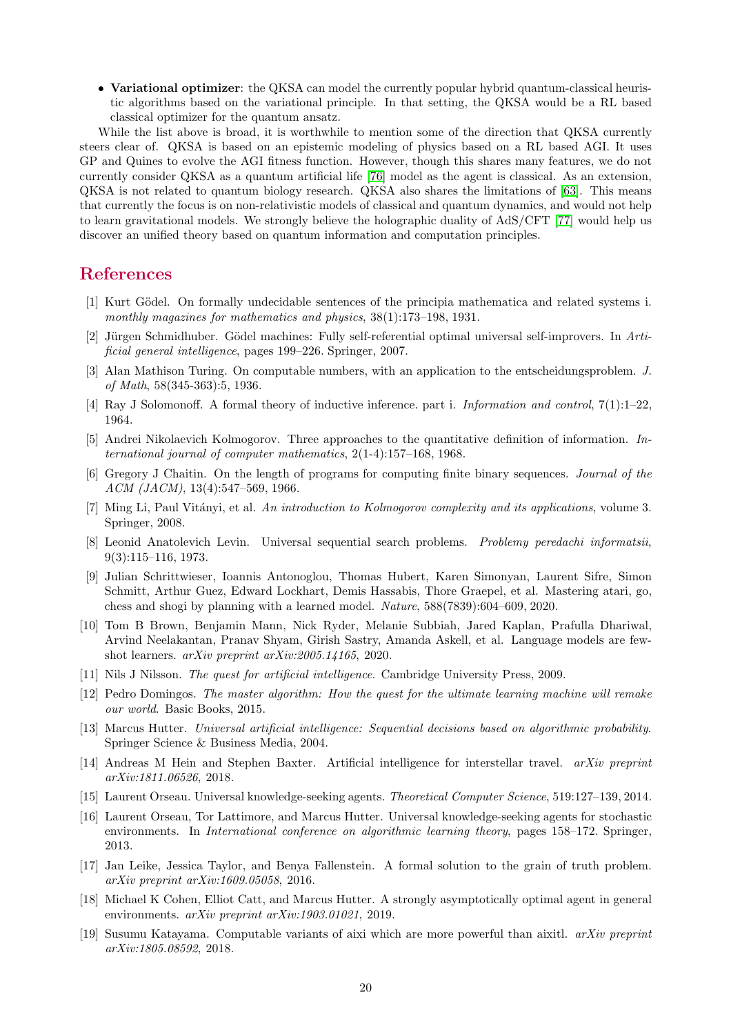- **Variational optimizer**: the QKSA can model the currently popular hybrid quantum-classical heuristic algorithms based on the variational principle. In that setting, the QKSA would be a RL based classical optimizer for the quantum ansatz.

While the list above is broad, it is worthwhile to mention some of the direction that QKSA currently steers clear of. QKSA is based on an epistemic modeling of physics based on a RL based AGI. It uses GP and Quines to evolve the AGI fitness function. However, though this shares many features, we do not currently consider QKSA as a quantum artificial life [76] model as the agent is classical. As an extension, QKSA is not related to quantum biology research. QKSA also shares the limitations of [63]. This means that currently the focus is on non-relativistic models of classical and quantum dynamics, and would not help to learn gravitational models. We strongly believe the holographic duality of AdS/CFT [77] would help us discover an unified theory based on quantum information and computation principles.

# References

[1] Kurt Gödel. On formally undecidable sentences of the principia mathematica and related systems i. *monthly magazines for mathematics and physics*, 38(1):173–198, 1931.

[2] Jürgen Schmidhuber. Gödel machines: Fully self-referential optimal universal self-improvers. In *Artificial general intelligence*, pages 199–226. Springer, 2007.

[3] Alan Mathison Turing. On computable numbers, with an application to the entscheidungsproblem. *J. of Math*, 58(345-363):5, 1936.

[4] Ray J Solomonoff. A formal theory of inductive inference. part i. *Information and control*, 7(1):1–22, 1964.

[5] Andrei Nikolaevich Kolmogorov. Three approaches to the quantitative definition of information. *International journal of computer mathematics*, 2(1-4):157–168, 1968.

[6] Gregory J Chaitin. On the length of programs for computing finite binary sequences. *Journal of the ACM (JACM)*, 13(4):547–569, 1966.

[7] Ming Li, Paul Vitányi, et al. *An introduction to Kolmogorov complexity and its applications*, volume 3. Springer, 2008.

[8] Leonid Anatolevich Levin. Universal sequential search problems. *Problemy peredachi informatsii*, 9(3):115–116, 1973.

[9] Julian Schrittwieser, Ioannis Antonoglou, Thomas Hubert, Karen Simonyan, Laurent Sifre, Simon Schmitt, Arthur Guez, Edward Lockhart, Demis Hassabis, Thore Graepel, et al. Mastering atari, go, chess and shogi by planning with a learned model. *Nature*, 588(7839):604–609, 2020.

[10] Tom B Brown, Benjamin Mann, Nick Ryder, Melanie Subbiah, Jared Kaplan, Prafulla Dhariwal, Arvind Neelakantan, Pranav Shyam, Girish Sastry, Amanda Askell, et al. Language models are few-shot learners. *arXiv preprint arXiv:2005.14165*, 2020.

[11] Nils J Nilsson. *The quest for artificial intelligence*. Cambridge University Press, 2009.

[12] Pedro Domingos. *The master algorithm: How the quest for the ultimate learning machine will remake our world*. Basic Books, 2015.

[13] Marcus Hutter. *Universal artificial intelligence: Sequential decisions based on algorithmic probability*. Springer Science & Business Media, 2004.

[14] Andreas M Hein and Stephen Baxter. Artificial intelligence for interstellar travel. *arXiv preprint arXiv:1811.06526*, 2018.

[15] Laurent Orseau. Universal knowledge-seeking agents. *Theoretical Computer Science*, 519:127–139, 2014.

[16] Laurent Orseau, Tor Lattimore, and Marcus Hutter. Universal knowledge-seeking agents for stochastic environments. In *International conference on algorithmic learning theory*, pages 158–172. Springer, 2013.

[17] Jan Leike, Jessica Taylor, and Benya Fallenstein. A formal solution to the grain of truth problem. *arXiv preprint arXiv:1609.05058*, 2016.

[18] Michael K Cohen, Elliot Catt, and Marcus Hutter. A strongly asymptotically optimal agent in general environments. *arXiv preprint arXiv:1903.01021*, 2019.

[19] Susumu Katayama. Computable variants of aixi which are more powerful than aixitl. *arXiv preprint arXiv:1805.08592*, 2018.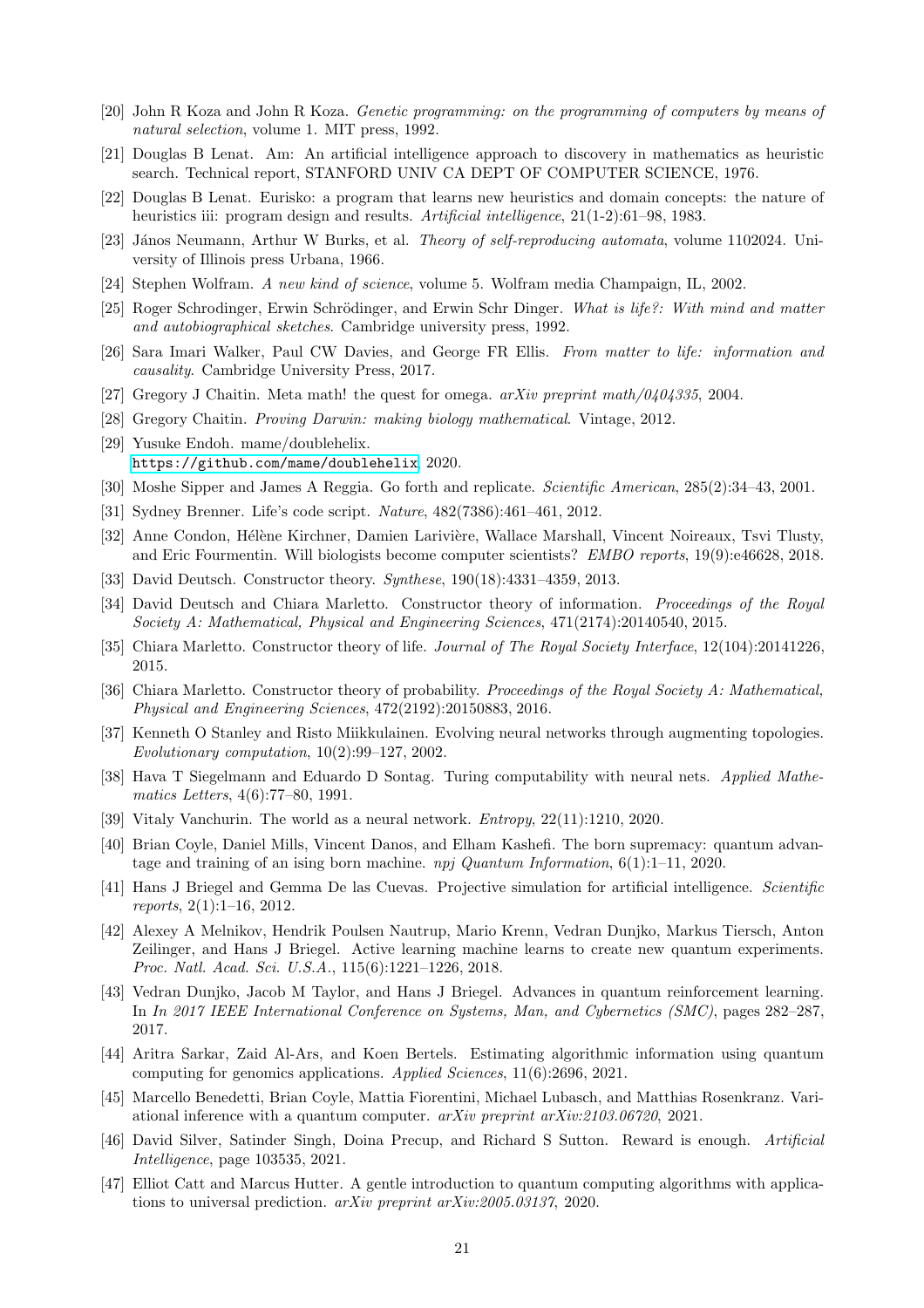[20] John R Koza and John R Koza. *Genetic programming: on the programming of computers by means of natural selection*, volume 1. MIT press, 1992.

[21] Douglas B Lenat. Am: An artificial intelligence approach to discovery in mathematics as heuristic search. Technical report, STANFORD UNIV CA DEPT OF COMPUTER SCIENCE, 1976.

[22] Douglas B Lenat. Eurisko: a program that learns new heuristics and domain concepts: the nature of heuristics iii: program design and results. *Artificial intelligence*, 21(1-2):61–98, 1983.

[23] János Neumann, Arthur W Burks, et al. *Theory of self-reproducing automata*, volume 1102024. University of Illinois press Urbana, 1966.

[24] Stephen Wolfram. *A new kind of science*, volume 5. Wolfram media Champaign, IL, 2002.

[25] Roger Schrodinger, Erwin Schrödinger, and Erwin Schr Dinger. *What is life?: With mind and matter and autobiographical sketches*. Cambridge university press, 1992.

[26] Sara Imari Walker, Paul CW Davies, and George FR Ellis. *From matter to life: information and causality*. Cambridge University Press, 2017.

[27] Gregory J Chaitin. Meta math! the quest for omega. *arXiv preprint math/0404335*, 2004.

[28] Gregory Chaitin. *Proving Darwin: making biology mathematical*. Vintage, 2012.

[29] Yusuke Endoh. mame/doublehelix. https://github.com/mame/doublehelix, 2020.

[30] Moshe Sipper and James A Reggia. Go forth and replicate. *Scientific American*, 285(2):34–43, 2001.

[31] Sydney Brenner. Life's code script. *Nature*, 482(7386):461–461, 2012.

[32] Anne Condon, Hélène Kirchner, Damien Larivière, Wallace Marshall, Vincent Noireaux, Tsvi Tlusty, and Eric Fourmentin. Will biologists become computer scientists? *EMBO reports*, 19(9):e46628, 2018.

[33] David Deutsch. Constructor theory. *Synthese*, 190(18):4331–4359, 2013.

[34] David Deutsch and Chiara Marletto. Constructor theory of information. *Proceedings of the Royal Society A: Mathematical, Physical and Engineering Sciences*, 471(2174):20140540, 2015.

[35] Chiara Marletto. Constructor theory of life. *Journal of The Royal Society Interface*, 12(104):20141226, 2015.

[36] Chiara Marletto. Constructor theory of probability. *Proceedings of the Royal Society A: Mathematical, Physical and Engineering Sciences*, 472(2192):20150883, 2016.

[37] Kenneth O Stanley and Risto Miikkulainen. Evolving neural networks through augmenting topologies. *Evolutionary computation*, 10(2):99–127, 2002.

[38] Hava T Siegelmann and Eduardo D Sontag. Turing computability with neural nets. *Applied Mathematics Letters*, 4(6):77–80, 1991.

[39] Vitaly Vanchurin. The world as a neural network. *Entropy*, 22(11):1210, 2020.

[40] Brian Coyle, Daniel Mills, Vincent Danos, and Elham Kashefi. The born supremacy: quantum advantage and training of an ising born machine. *npj Quantum Information*, 6(1):1–11, 2020.

[41] Hans J Briegel and Gemma De las Cuevas. Projective simulation for artificial intelligence. *Scientific reports*, 2(1):1–16, 2012.

[42] Alexey A Melnikov, Hendrik Poulsen Nautrup, Mario Krenn, Vedran Dunjko, Markus Tiersch, Anton Zeilinger, and Hans J Briegel. Active learning machine learns to create new quantum experiments. *Proc. Natl. Acad. Sci. U.S.A.*, 115(6):1221–1226, 2018.

[43] Vedran Dunjko, Jacob M Taylor, and Hans J Briegel. Advances in quantum reinforcement learning. In *In 2017 IEEE International Conference on Systems, Man, and Cybernetics (SMC)*, pages 282–287, 2017.

[44] Aritra Sarkar, Zaid Al-Ars, and Koen Bertels. Estimating algorithmic information using quantum computing for genomics applications. *Applied Sciences*, 11(6):2696, 2021.

[45] Marcello Benedetti, Brian Coyle, Mattia Fiorentini, Michael Lubasch, and Matthias Rosenkranz. Variational inference with a quantum computer. *arXiv preprint arXiv:2103.06720*, 2021.

[46] David Silver, Satinder Singh, Doina Precup, and Richard S Sutton. Reward is enough. *Artificial Intelligence*, page 103535, 2021.

[47] Elliot Catt and Marcus Hutter. A gentle introduction to quantum computing algorithms with applications to universal prediction. *arXiv preprint arXiv:2005.03137*, 2020.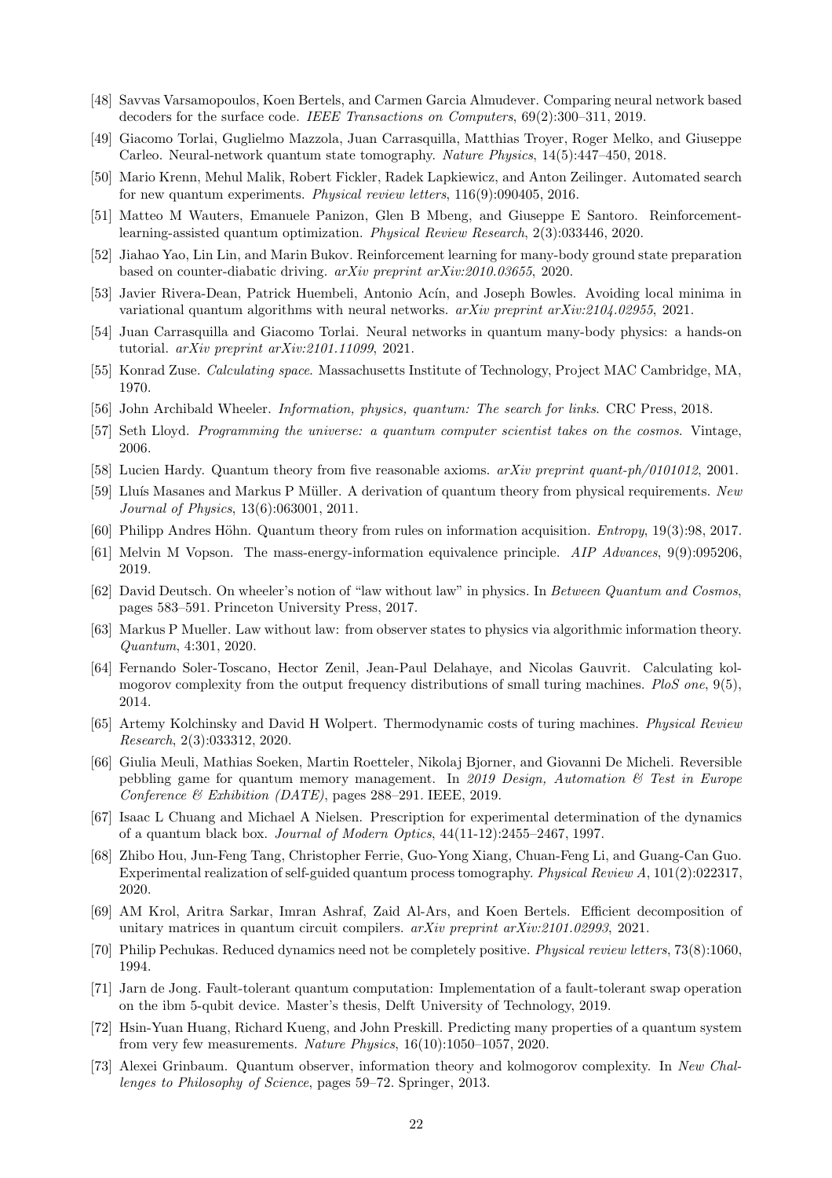[48] Savvas Varsamopoulos, Koen Bertels, and Carmen Garcia Almudever. Comparing neural network based decoders for the surface code. *IEEE Transactions on Computers*, 69(2):300–311, 2019.

[49] Giacomo Torlai, Guglielmo Mazzola, Juan Carrasquilla, Matthias Troyer, Roger Melko, and Giuseppe Carleo. Neural-network quantum state tomography. *Nature Physics*, 14(5):447–450, 2018.

[50] Mario Krenn, Mehul Malik, Robert Fickler, Radek Lapkiewicz, and Anton Zeilinger. Automated search for new quantum experiments. *Physical review letters*, 116(9):090405, 2016.

[51] Matteo M Wauters, Emanuele Panizon, Glen B Mbeng, and Giuseppe E Santoro. Reinforcement-learning-assisted quantum optimization. *Physical Review Research*, 2(3):033446, 2020.

[52] Jiahao Yao, Lin Lin, and Marin Bukov. Reinforcement learning for many-body ground state preparation based on counter-diabatic driving. *arXiv preprint arXiv:2010.03655*, 2020.

[53] Javier Rivera-Dean, Patrick Huembeli, Antonio Acín, and Joseph Bowles. Avoiding local minima in variational quantum algorithms with neural networks. *arXiv preprint arXiv:2104.02955*, 2021.

[54] Juan Carrasquilla and Giacomo Torlai. Neural networks in quantum many-body physics: a hands-on tutorial. *arXiv preprint arXiv:2101.11099*, 2021.

[55] Konrad Zuse. *Calculating space*. Massachusetts Institute of Technology, Project MAC Cambridge, MA, 1970.

[56] John Archibald Wheeler. *Information, physics, quantum: The search for links*. CRC Press, 2018.

[57] Seth Lloyd. *Programming the universe: a quantum computer scientist takes on the cosmos*. Vintage, 2006.

[58] Lucien Hardy. Quantum theory from five reasonable axioms. *arXiv preprint quant-ph/0101012*, 2001.

[59] Lluís Masanes and Markus P Müller. A derivation of quantum theory from physical requirements. *New Journal of Physics*, 13(6):063001, 2011.

[60] Philipp Andres Höhn. Quantum theory from rules on information acquisition. *Entropy*, 19(3):98, 2017.

[61] Melvin M Vopson. The mass-energy-information equivalence principle. *AIP Advances*, 9(9):095206, 2019.

[62] David Deutsch. On wheeler's notion of "law without law" in physics. In *Between Quantum and Cosmos*, pages 583–591. Princeton University Press, 2017.

[63] Markus P Mueller. Law without law: from observer states to physics via algorithmic information theory. *Quantum*, 4:301, 2020.

[64] Fernando Soler-Toscano, Hector Zenil, Jean-Paul Delahaye, and Nicolas Gauvrit. Calculating kolmogorov complexity from the output frequency distributions of small turing machines. *PloS one*, 9(5), 2014.

[65] Artemy Kolchinsky and David H Wolpert. Thermodynamic costs of turing machines. *Physical Review Research*, 2(3):033312, 2020.

[66] Giulia Meuli, Mathias Soeken, Martin Roetteler, Nikolaj Bjorner, and Giovanni De Micheli. Reversible pebbling game for quantum memory management. In *2019 Design, Automation & Test in Europe Conference & Exhibition (DATE)*, pages 288–291. IEEE, 2019.

[67] Isaac L Chuang and Michael A Nielsen. Prescription for experimental determination of the dynamics of a quantum black box. *Journal of Modern Optics*, 44(11-12):2455–2467, 1997.

[68] Zhibo Hou, Jun-Feng Tang, Christopher Ferrie, Guo-Yong Xiang, Chuan-Feng Li, and Guang-Can Guo. Experimental realization of self-guided quantum process tomography. *Physical Review A*, 101(2):022317, 2020.

[69] AM Krol, Aritra Sarkar, Imran Ashraf, Zaid Al-Ars, and Koen Bertels. Efficient decomposition of unitary matrices in quantum circuit compilers. *arXiv preprint arXiv:2101.02993*, 2021.

[70] Philip Pechukas. Reduced dynamics need not be completely positive. *Physical review letters*, 73(8):1060, 1994.

[71] Jarn de Jong. Fault-tolerant quantum computation: Implementation of a fault-tolerant swap operation on the ibm 5-qubit device. Master's thesis, Delft University of Technology, 2019.

[72] Hsin-Yuan Huang, Richard Kueng, and John Preskill. Predicting many properties of a quantum system from very few measurements. *Nature Physics*, 16(10):1050–1057, 2020.

[73] Alexei Grinbaum. Quantum observer, information theory and kolmogorov complexity. In *New Challenges to Philosophy of Science*, pages 59–72. Springer, 2013.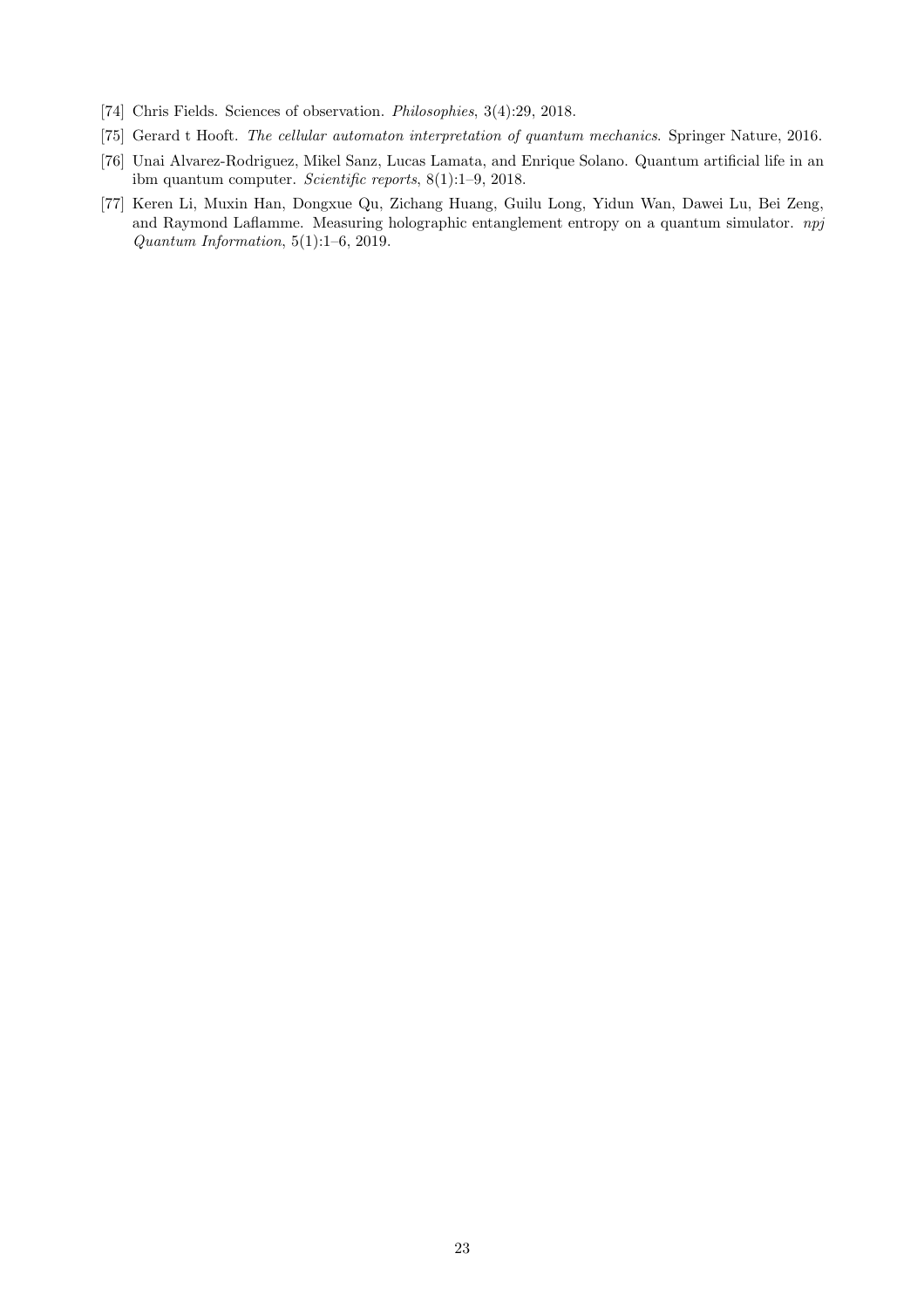[74] Chris Fields. Sciences of observation. *Philosophies*, 3(4):29, 2018.

[75] Gerard t Hooft. *The cellular automaton interpretation of quantum mechanics*. Springer Nature, 2016.

[76] Unai Alvarez-Rodriguez, Mikel Sanz, Lucas Lamata, and Enrique Solano. Quantum artificial life in an ibm quantum computer. *Scientific reports*, 8(1):1–9, 2018.

[77] Keren Li, Muxin Han, Dongxue Qu, Zichang Huang, Guilu Long, Yidun Wan, Dawei Lu, Bei Zeng, and Raymond Laflamme. Measuring holographic entanglement entropy on a quantum simulator. *npj Quantum Information*, 5(1):1–6, 2019.